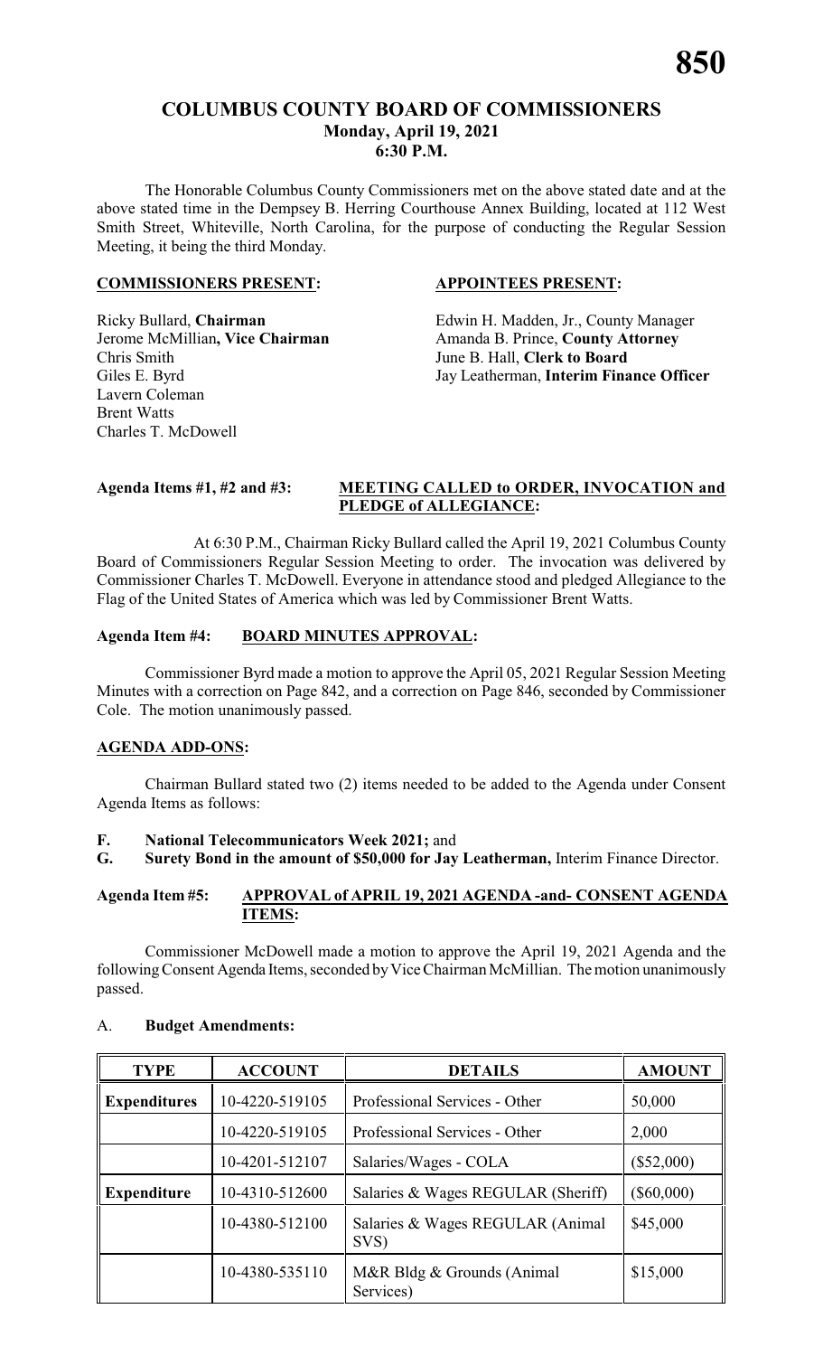# COLUMBUS COUNTY BOARD OF COMMISSIONERS
## Monday, April 19, 2021
## 6:30 P.M.

The Honorable Columbus County Commissioners met on the above stated date and at the above stated time in the Dempsey B. Herring Courthouse Annex Building, located at 112 West Smith Street, Whiteville, North Carolina, for the purpose of conducting the Regular Session Meeting, it being the third Monday.

**COMMISSIONERS PRESENT:**

Ricky Bullard, **Chairman**
Jerome McMillian**, Vice Chairman**
Chris Smith
Giles E. Byrd
Lavern Coleman
Brent Watts
Charles T. McDowell

**APPOINTEES PRESENT:**

Edwin H. Madden, Jr., County Manager
Amanda B. Prince, **County Attorney**
June B. Hall, **Clerk to Board**
Jay Leatherman, **Interim Finance Officer**

**Agenda Items #1, #2 and #3: MEETING CALLED to ORDER, INVOCATION and PLEDGE of ALLEGIANCE:**

At 6:30 P.M., Chairman Ricky Bullard called the April 19, 2021 Columbus County Board of Commissioners Regular Session Meeting to order. The invocation was delivered by Commissioner Charles T. McDowell. Everyone in attendance stood and pledged Allegiance to the Flag of the United States of America which was led by Commissioner Brent Watts.

**Agenda Item #4: BOARD MINUTES APPROVAL:**

Commissioner Byrd made a motion to approve the April 05, 2021 Regular Session Meeting Minutes with a correction on Page 842, and a correction on Page 846, seconded by Commissioner Cole. The motion unanimously passed.

**AGENDA ADD-ONS:**

Chairman Bullard stated two (2) items needed to be added to the Agenda under Consent Agenda Items as follows:

**F. National Telecommunicators Week 2021;** and
**G. Surety Bond in the amount of $50,000 for Jay Leatherman,** Interim Finance Director.

**Agenda Item #5: APPROVAL of APRIL 19, 2021 AGENDA -and- CONSENT AGENDA ITEMS:**

Commissioner McDowell made a motion to approve the April 19, 2021 Agenda and the following Consent Agenda Items, seconded by Vice Chairman McMillian. The motion unanimously passed.

A. **Budget Amendments:**

| TYPE | ACCOUNT | DETAILS | AMOUNT |
|---|---|---|---|
| **Expenditures** | 10-4220-519105 | Professional Services - Other | 50,000 |
| | 10-4220-519105 | Professional Services - Other | 2,000 |
| | 10-4201-512107 | Salaries/Wages - COLA | ($52,000) |
| **Expenditure** | 10-4310-512600 | Salaries & Wages REGULAR (Sheriff) | ($60,000) |
| | 10-4380-512100 | Salaries & Wages REGULAR (Animal SVS) | $45,000 |
| | 10-4380-535110 | M&R Bldg & Grounds (Animal Services) | $15,000 |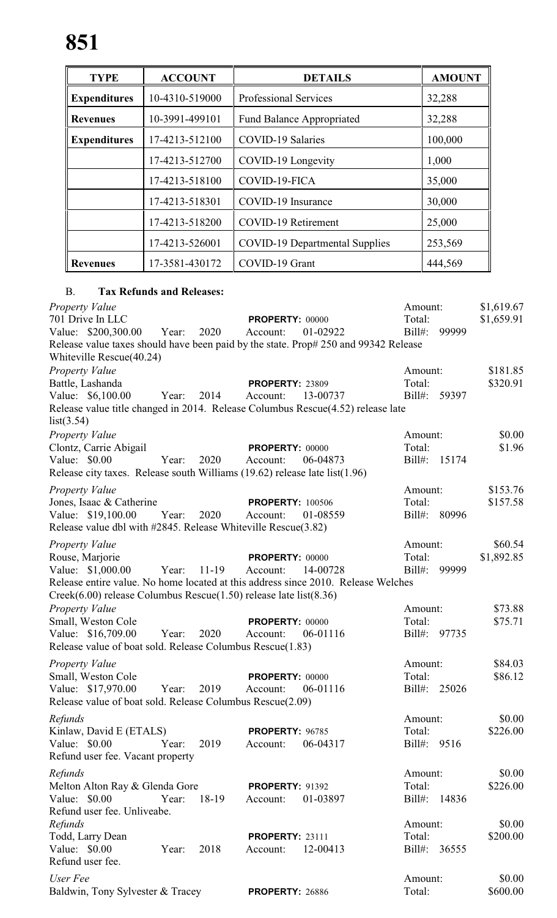| TYPE | ACCOUNT | DETAILS | AMOUNT |
|---|---|---|---|
| **Expenditures** | 10-4310-519000 | Professional Services | 32,288 |
| **Revenues** | 10-3991-499101 | Fund Balance Appropriated | 32,288 |
| **Expenditures** | 17-4213-512100 | COVID-19 Salaries | 100,000 |
| | 17-4213-512700 | COVID-19 Longevity | 1,000 |
| | 17-4213-518100 | COVID-19-FICA | 35,000 |
| | 17-4213-518301 | COVID-19 Insurance | 30,000 |
| | 17-4213-518200 | COVID-19 Retirement | 25,000 |
| | 17-4213-526001 | COVID-19 Departmental Supplies | 253,569 |
| **Revenues** | 17-3581-430172 | COVID-19 Grant | 444,569 |

B. **Tax Refunds and Releases:**

*Property Value*
701 Drive In LLC — **PROPERTY:** 00000 — Amount: $1,619.67 — Total: $1,659.91
Value: $200,300.00 Year: 2020 Account: 01-02922 Bill#: 99999
Release value taxes should have been paid by the state. Prop# 250 and 99342 Release Whiteville Rescue(40.24)

*Property Value*
Battle, Lashanda — **PROPERTY:** 23809 — Amount: $181.85 — Total: $320.91
Value: $6,100.00 Year: 2014 Account: 13-00737 Bill#: 59397
Release value title changed in 2014. Release Columbus Rescue(4.52) release late list(3.54)

*Property Value*
Clontz, Carrie Abigail — **PROPERTY:** 00000 — Amount: $0.00 — Total: $1.96
Value: $0.00 Year: 2020 Account: 06-04873 Bill#: 15174
Release city taxes. Release south Williams (19.62) release late list(1.96)

*Property Value*
Jones, Isaac & Catherine — **PROPERTY:** 100506 — Amount: $153.76 — Total: $157.58
Value: $19,100.00 Year: 2020 Account: 01-08559 Bill#: 80996
Release value dbl with #2845. Release Whiteville Rescue(3.82)

*Property Value*
Rouse, Marjorie — **PROPERTY:** 00000 — Amount: $60.54 — Total: $1,892.85
Value: $1,000.00 Year: 11-19 Account: 14-00728 Bill#: 99999
Release entire value. No home located at this address since 2010. Release Welches Creek(6.00) release Columbus Rescue(1.50) release late list(8.36)

*Property Value*
Small, Weston Cole — **PROPERTY:** 00000 — Amount: $73.88 — Total: $75.71
Value: $16,709.00 Year: 2020 Account: 06-01116 Bill#: 97735
Release value of boat sold. Release Columbus Rescue(1.83)

*Property Value*
Small, Weston Cole — **PROPERTY:** 00000 — Amount: $84.03 — Total: $86.12
Value: $17,970.00 Year: 2019 Account: 06-01116 Bill#: 25026
Release value of boat sold. Release Columbus Rescue(2.09)

*Refunds*
Kinlaw, David E (ETALS) — **PROPERTY:** 96785 — Amount: $0.00 — Total: $226.00
Value: $0.00 Year: 2019 Account: 06-04317 Bill#: 9516
Refund user fee. Vacant property

*Refunds*
Melton Alton Ray & Glenda Gore — **PROPERTY:** 91392 — Amount: $0.00 — Total: $226.00
Value: $0.00 Year: 18-19 Account: 01-03897 Bill#: 14836
Refund user fee. Unliveabe.

*Refunds*
Todd, Larry Dean — **PROPERTY:** 23111 — Amount: $0.00 — Total: $200.00
Value: $0.00 Year: 2018 Account: 12-00413 Bill#: 36555
Refund user fee.

*User Fee*
Baldwin, Tony Sylvester & Tracey — **PROPERTY:** 26886 — Amount: $0.00 — Total: $600.00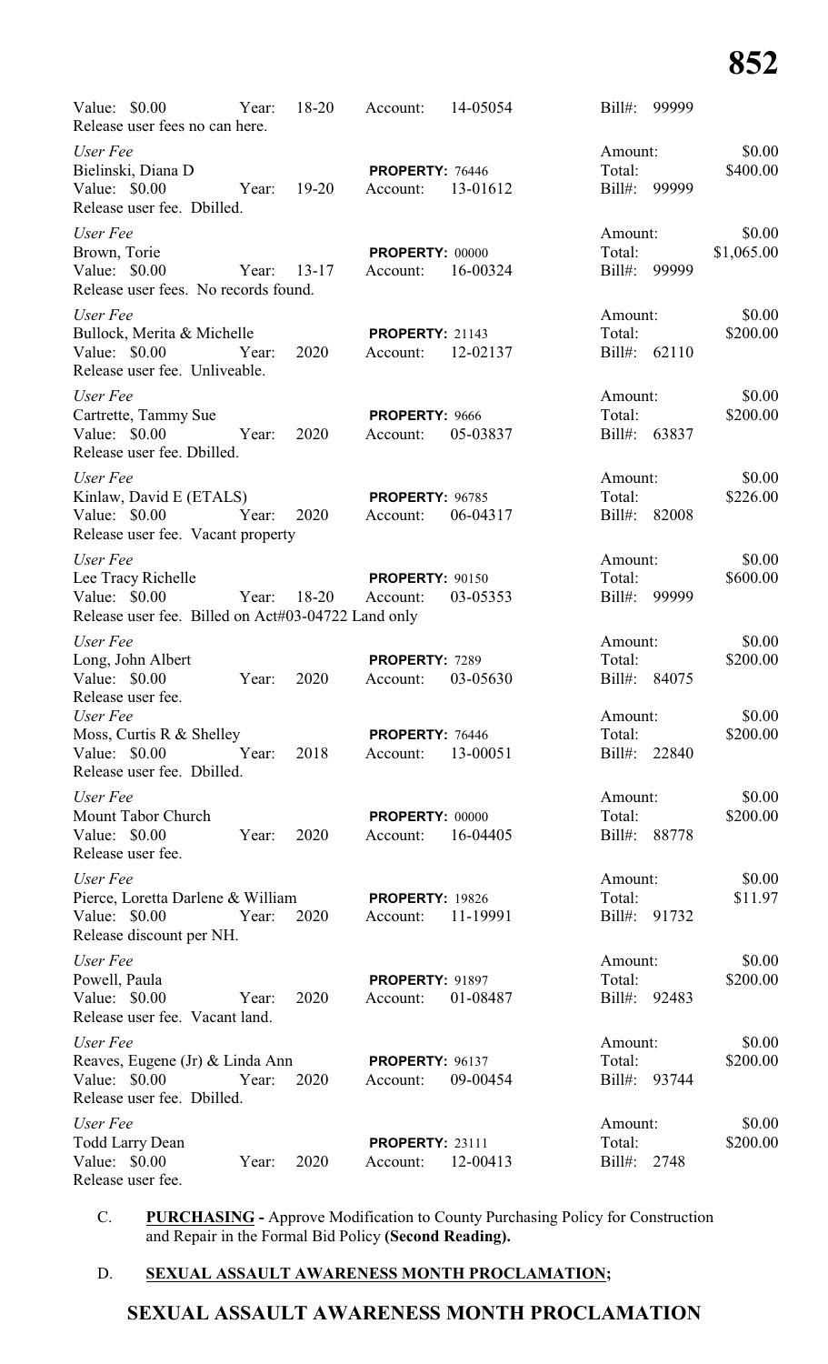Value: $0.00 Year: 18-20 Account: 14-05054 Bill#: 99999
Release user fees no can here.

*User Fee* Amount: $0.00
Bielinski, Diana D **PROPERTY:** 76446 Total: $400.00
Value: $0.00 Year: 19-20 Account: 13-01612 Bill#: 99999
Release user fee. Dbilled.

*User Fee* Amount: $0.00
Brown, Torie **PROPERTY:** 00000 Total: $1,065.00
Value: $0.00 Year: 13-17 Account: 16-00324 Bill#: 99999
Release user fees. No records found.

*User Fee* Amount: $0.00
Bullock, Merita & Michelle **PROPERTY:** 21143 Total: $200.00
Value: $0.00 Year: 2020 Account: 12-02137 Bill#: 62110
Release user fee. Unliveable.

*User Fee* Amount: $0.00
Cartrette, Tammy Sue **PROPERTY:** 9666 Total: $200.00
Value: $0.00 Year: 2020 Account: 05-03837 Bill#: 63837
Release user fee. Dbilled.

*User Fee* Amount: $0.00
Kinlaw, David E (ETALS) **PROPERTY:** 96785 Total: $226.00
Value: $0.00 Year: 2020 Account: 06-04317 Bill#: 82008
Release user fee. Vacant property

*User Fee* Amount: $0.00
Lee Tracy Richelle **PROPERTY:** 90150 Total: $600.00
Value: $0.00 Year: 18-20 Account: 03-05353 Bill#: 99999
Release user fee. Billed on Act#03-04722 Land only

*User Fee* Amount: $0.00
Long, John Albert **PROPERTY:** 7289 Total: $200.00
Value: $0.00 Year: 2020 Account: 03-05630 Bill#: 84075
Release user fee.

*User Fee* Amount: $0.00
Moss, Curtis R & Shelley **PROPERTY:** 76446 Total: $200.00
Value: $0.00 Year: 2018 Account: 13-00051 Bill#: 22840
Release user fee. Dbilled.

*User Fee* Amount: $0.00
Mount Tabor Church **PROPERTY:** 00000 Total: $200.00
Value: $0.00 Year: 2020 Account: 16-04405 Bill#: 88778
Release user fee.

*User Fee* Amount: $0.00
Pierce, Loretta Darlene & William **PROPERTY:** 19826 Total: $11.97
Value: $0.00 Year: 2020 Account: 11-19991 Bill#: 91732
Release discount per NH.

*User Fee* Amount: $0.00
Powell, Paula **PROPERTY:** 91897 Total: $200.00
Value: $0.00 Year: 2020 Account: 01-08487 Bill#: 92483
Release user fee. Vacant land.

*User Fee* Amount: $0.00
Reaves, Eugene (Jr) & Linda Ann **PROPERTY:** 96137 Total: $200.00
Value: $0.00 Year: 2020 Account: 09-00454 Bill#: 93744
Release user fee. Dbilled.

*User Fee* Amount: $0.00
Todd Larry Dean **PROPERTY:** 23111 Total: $200.00
Value: $0.00 Year: 2020 Account: 12-00413 Bill#: 2748
Release user fee.

C. **PURCHASING -** Approve Modification to County Purchasing Policy for Construction and Repair in the Formal Bid Policy **(Second Reading).**

D. **SEXUAL ASSAULT AWARENESS MONTH PROCLAMATION;**

## SEXUAL ASSAULT AWARENESS MONTH PROCLAMATION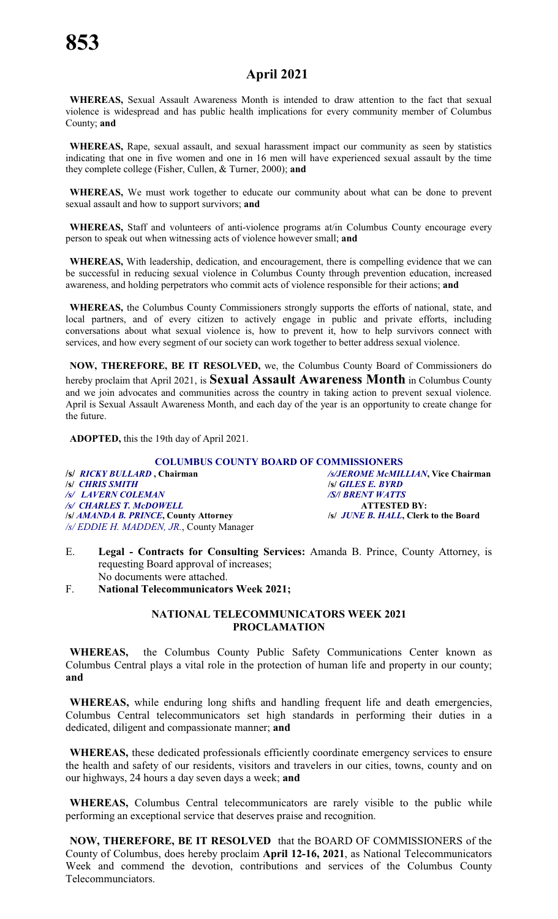## April 2021

**WHEREAS,** Sexual Assault Awareness Month is intended to draw attention to the fact that sexual violence is widespread and has public health implications for every community member of Columbus County; **and**

**WHEREAS,** Rape, sexual assault, and sexual harassment impact our community as seen by statistics indicating that one in five women and one in 16 men will have experienced sexual assault by the time they complete college (Fisher, Cullen, & Turner, 2000); **and**

**WHEREAS,** We must work together to educate our community about what can be done to prevent sexual assault and how to support survivors; **and**

**WHEREAS,** Staff and volunteers of anti-violence programs at/in Columbus County encourage every person to speak out when witnessing acts of violence however small; **and**

**WHEREAS,** With leadership, dedication, and encouragement, there is compelling evidence that we can be successful in reducing sexual violence in Columbus County through prevention education, increased awareness, and holding perpetrators who commit acts of violence responsible for their actions; **and**

**WHEREAS,** the Columbus County Commissioners strongly supports the efforts of national, state, and local partners, and of every citizen to actively engage in public and private efforts, including conversations about what sexual violence is, how to prevent it, how to help survivors connect with services, and how every segment of our society can work together to better address sexual violence.

**NOW, THEREFORE, BE IT RESOLVED,** we, the Columbus County Board of Commissioners do hereby proclaim that April 2021, is **Sexual Assault Awareness Month** in Columbus County and we join advocates and communities across the country in taking action to prevent sexual violence. April is Sexual Assault Awareness Month, and each day of the year is an opportunity to create change for the future.

**ADOPTED,** this the 19th day of April 2021.

**COLUMBUS COUNTY BOARD OF COMMISSIONERS**

**/s/** ***RICKY BULLARD*** **, Chairman**
***/s/JEROME McMILLIAN*****, Vice Chairman**
**/s/** ***CHRIS SMITH***
**/s/** ***GILES E. BYRD***
*/s/ LAVERN COLEMAN*
*/S/ BRENT WATTS*
*/s/ CHARLES T. McDOWELL*
**ATTESTED BY:**
**/s/** ***AMANDA B. PRINCE*****, County Attorney**
**/s/** ***JUNE B. HALL*****, Clerk to the Board**
*/s/ EDDIE H. MADDEN, JR.*, County Manager

E. **Legal - Contracts for Consulting Services:** Amanda B. Prince, County Attorney, is requesting Board approval of increases;
No documents were attached.

F. **National Telecommunicators Week 2021;**

**NATIONAL TELECOMMUNICATORS WEEK 2021 PROCLAMATION**

**WHEREAS,** the Columbus County Public Safety Communications Center known as Columbus Central plays a vital role in the protection of human life and property in our county; **and**

**WHEREAS,** while enduring long shifts and handling frequent life and death emergencies, Columbus Central telecommunicators set high standards in performing their duties in a dedicated, diligent and compassionate manner; **and**

**WHEREAS,** these dedicated professionals efficiently coordinate emergency services to ensure the health and safety of our residents, visitors and travelers in our cities, towns, county and on our highways, 24 hours a day seven days a week; **and**

**WHEREAS,** Columbus Central telecommunicators are rarely visible to the public while performing an exceptional service that deserves praise and recognition.

**NOW, THEREFORE, BE IT RESOLVED** that the BOARD OF COMMISSIONERS of the County of Columbus, does hereby proclaim **April 12-16, 2021**, as National Telecommunicators Week and commend the devotion, contributions and services of the Columbus County Telecommunciators.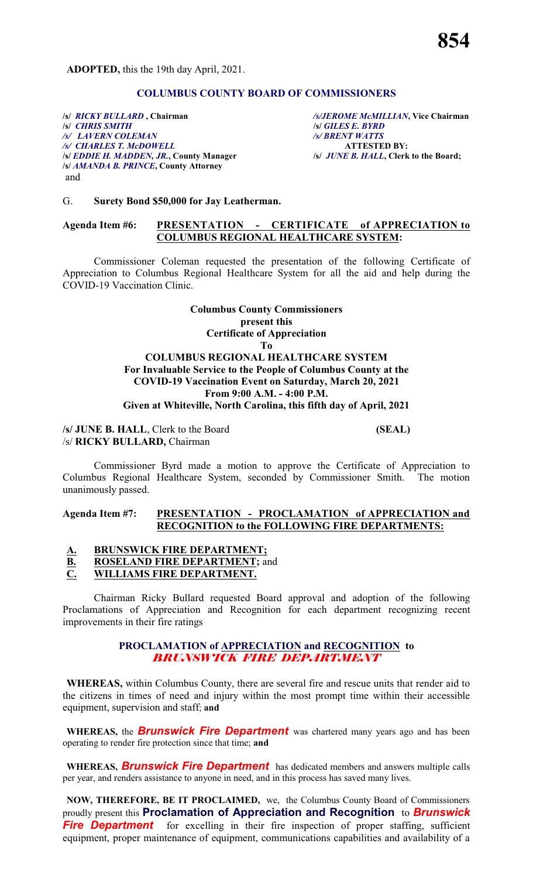**ADOPTED,** this the 19th day April, 2021.

**COLUMBUS COUNTY BOARD OF COMMISSIONERS**

/s/ ***RICKY BULLARD*** **, Chairman** — */s/JEROME McMILLIAN*, **Vice Chairman**
/s/ ***CHRIS SMITH*** — /s/ ***GILES E. BYRD***
*/s/ LAVERN COLEMAN* — */s/ BRENT WATTS*
*/s/ CHARLES T. McDOWELL* — **ATTESTED BY:**
/s/ ***EDDIE H. MADDEN, JR.*****, County Manager** — /s/ ***JUNE B. HALL*****, Clerk to the Board;**
/s/ ***AMANDA B. PRINCE*****, County Attorney**
and

G. **Surety Bond $50,000 for Jay Leatherman.**

**Agenda Item #6:** **PRESENTATION - CERTIFICATE of APPRECIATION to COLUMBUS REGIONAL HEALTHCARE SYSTEM:**

Commissioner Coleman requested the presentation of the following Certificate of Appreciation to Columbus Regional Healthcare System for all the aid and help during the COVID-19 Vaccination Clinic.

**Columbus County Commissioners**
**present this**
**Certificate of Appreciation**
**To**
**COLUMBUS REGIONAL HEALTHCARE SYSTEM**
**For Invaluable Service to the People of Columbus County at the COVID-19 Vaccination Event on Saturday, March 20, 2021**
**From 9:00 A.M. - 4:00 P.M.**
**Given at Whiteville, North Carolina, this fifth day of April, 2021**

**/s/ JUNE B. HALL**, Clerk to the Board **(SEAL)**
/s/ **RICKY BULLARD,** Chairman

Commissioner Byrd made a motion to approve the Certificate of Appreciation to Columbus Regional Healthcare System, seconded by Commissioner Smith. The motion unanimously passed.

**Agenda Item #7:** **PRESENTATION - PROCLAMATION of APPRECIATION and RECOGNITION to the FOLLOWING FIRE DEPARTMENTS:**

**A. BRUNSWICK FIRE DEPARTMENT;**
**B. ROSELAND FIRE DEPARTMENT;** and
**C. WILLIAMS FIRE DEPARTMENT.**

Chairman Ricky Bullard requested Board approval and adoption of the following Proclamations of Appreciation and Recognition for each department recognizing recent improvements in their fire ratings

**PROCLAMATION of APPRECIATION and RECOGNITION to**
***BRUNSWICK FIRE DEPARTMENT***

**WHEREAS,** within Columbus County, there are several fire and rescue units that render aid to the citizens in times of need and injury within the most prompt time within their accessible equipment, supervision and staff; **and**

**WHEREAS,** the ***Brunswick Fire Department*** was chartered many years ago and has been operating to render fire protection since that time; **and**

**WHEREAS,** ***Brunswick Fire Department*** has dedicated members and answers multiple calls per year, and renders assistance to anyone in need, and in this process has saved many lives.

**NOW, THEREFORE, BE IT PROCLAIMED,** we, the Columbus County Board of Commissioners proudly present this **Proclamation of Appreciation and Recognition** to ***Brunswick Fire Department*** for excelling in their fire inspection of proper staffing, sufficient equipment, proper maintenance of equipment, communications capabilities and availability of a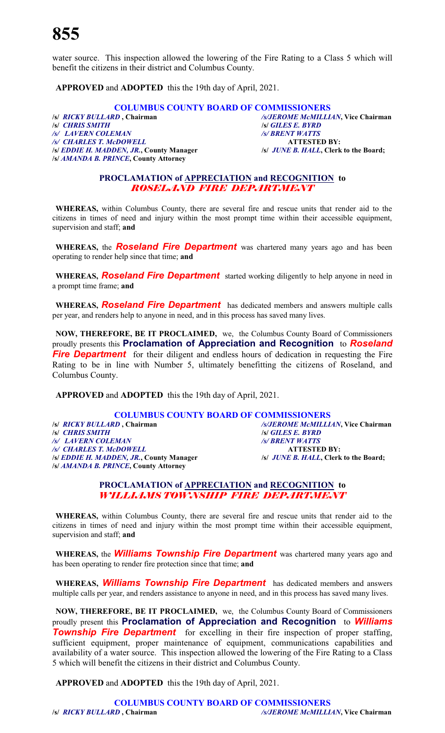water source. This inspection allowed the lowering of the Fire Rating to a Class 5 which will benefit the citizens in their district and Columbus County.

**APPROVED** and **ADOPTED** this the 19th day of April, 2021.

**COLUMBUS COUNTY BOARD OF COMMISSIONERS**

**/s/ *RICKY BULLARD* , Chairman** — ***/s/JEROME McMILLIAN*, Vice Chairman**
**/s/ *CHRIS SMITH*** — **/s/ *GILES E. BYRD***
***/s/ LAVERN COLEMAN*** — ***/s/ BRENT WATTS***
***/s/ CHARLES T. McDOWELL*** — **ATTESTED BY:**
**/s/ *EDDIE H. MADDEN, JR.*, County Manager** — **/s/ *JUNE B. HALL*, Clerk to the Board;**
**/s/ *AMANDA B. PRINCE*, County Attorney**

## PROCLAMATION of APPRECIATION and RECOGNITION to *ROSELAND FIRE DEPARTMENT*

**WHEREAS,** within Columbus County, there are several fire and rescue units that render aid to the citizens in times of need and injury within the most prompt time within their accessible equipment, supervision and staff; **and**

**WHEREAS,** the ***Roseland Fire Department*** was chartered many years ago and has been operating to render help since that time; **and**

**WHEREAS,** ***Roseland Fire Department*** started working diligently to help anyone in need in a prompt time frame; **and**

**WHEREAS,** ***Roseland Fire Department*** has dedicated members and answers multiple calls per year, and renders help to anyone in need, and in this process has saved many lives.

**NOW, THEREFORE, BE IT PROCLAIMED,** we, the Columbus County Board of Commissioners proudly presents this **Proclamation of Appreciation and Recognition** to ***Roseland Fire Department*** for their diligent and endless hours of dedication in requesting the Fire Rating to be in line with Number 5, ultimately benefitting the citizens of Roseland, and Columbus County.

**APPROVED** and **ADOPTED** this the 19th day of April, 2021.

**COLUMBUS COUNTY BOARD OF COMMISSIONERS**

**/s/ *RICKY BULLARD* , Chairman** — ***/s/JEROME McMILLIAN*, Vice Chairman**
**/s/ *CHRIS SMITH*** — **/s/ *GILES E. BYRD***
***/s/ LAVERN COLEMAN*** — ***/s/ BRENT WATTS***
***/s/ CHARLES T. McDOWELL*** — **ATTESTED BY:**
**/s/ *EDDIE H. MADDEN, JR.*, County Manager** — **/s/ *JUNE B. HALL*, Clerk to the Board;**
**/s/ *AMANDA B. PRINCE*, County Attorney**

## PROCLAMATION of APPRECIATION and RECOGNITION to *WILLIAMS TOWNSHIP FIRE DEPARTMENT*

**WHEREAS,** within Columbus County, there are several fire and rescue units that render aid to the citizens in times of need and injury within the most prompt time within their accessible equipment, supervision and staff; **and**

**WHEREAS,** the ***Williams Township Fire Department*** was chartered many years ago and has been operating to render fire protection since that time; **and**

**WHEREAS,** ***Williams Township Fire Department*** has dedicated members and answers multiple calls per year, and renders assistance to anyone in need, and in this process has saved many lives.

**NOW, THEREFORE, BE IT PROCLAIMED,** we, the Columbus County Board of Commissioners proudly present this **Proclamation of Appreciation and Recognition** to ***Williams Township Fire Department*** for excelling in their fire inspection of proper staffing, sufficient equipment, proper maintenance of equipment, communications capabilities and availability of a water source. This inspection allowed the lowering of the Fire Rating to a Class 5 which will benefit the citizens in their district and Columbus County.

**APPROVED** and **ADOPTED** this the 19th day of April, 2021.

**COLUMBUS COUNTY BOARD OF COMMISSIONERS**

**/s/ *RICKY BULLARD* , Chairman** — ***/s/JEROME McMILLIAN*, Vice Chairman**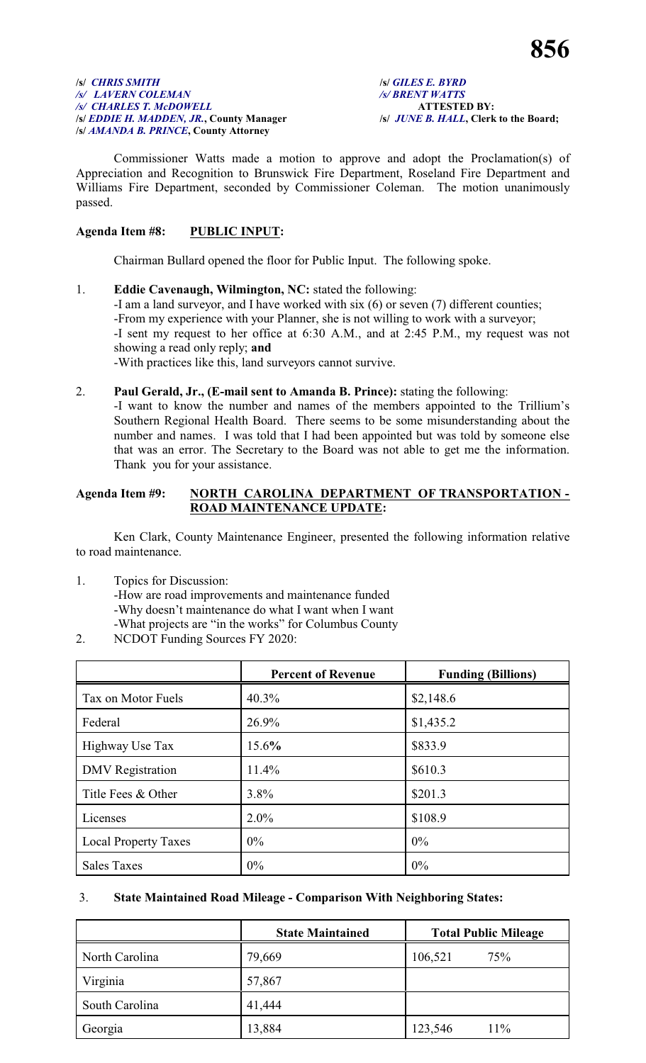/s/ *CHRIS SMITH*
*/s/ LAVERN COLEMAN*
*/s/ CHARLES T. McDOWELL*
/s/ *EDDIE H. MADDEN, JR.*, **County Manager**
/s/ *AMANDA B. PRINCE*, **County Attorney**

/s/ *GILES E. BYRD*
*/s/ BRENT WATTS*
**ATTESTED BY:**
/s/ *JUNE B. HALL*, **Clerk to the Board;**

Commissioner Watts made a motion to approve and adopt the Proclamation(s) of Appreciation and Recognition to Brunswick Fire Department, Roseland Fire Department and Williams Fire Department, seconded by Commissioner Coleman. The motion unanimously passed.

**Agenda Item #8: PUBLIC INPUT:**

Chairman Bullard opened the floor for Public Input. The following spoke.

1. **Eddie Cavenaugh, Wilmington, NC:** stated the following:
   -I am a land surveyor, and I have worked with six (6) or seven (7) different counties;
   -From my experience with your Planner, she is not willing to work with a surveyor;
   -I sent my request to her office at 6:30 A.M., and at 2:45 P.M., my request was not showing a read only reply; **and**
   -With practices like this, land surveyors cannot survive.

2. **Paul Gerald, Jr., (E-mail sent to Amanda B. Prince):** stating the following:
   -I want to know the number and names of the members appointed to the Trillium's Southern Regional Health Board. There seems to be some misunderstanding about the number and names. I was told that I had been appointed but was told by someone else that was an error. The Secretary to the Board was not able to get me the information. Thank you for your assistance.

**Agenda Item #9: NORTH CAROLINA DEPARTMENT OF TRANSPORTATION - ROAD MAINTENANCE UPDATE:**

Ken Clark, County Maintenance Engineer, presented the following information relative to road maintenance.

1. Topics for Discussion:
   -How are road improvements and maintenance funded
   -Why doesn't maintenance do what I want when I want
   -What projects are "in the works" for Columbus County
2. NCDOT Funding Sources FY 2020:

| | Percent of Revenue | Funding (Billions) |
|---|---|---|
| Tax on Motor Fuels | 40.3% | $2,148.6 |
| Federal | 26.9% | $1,435.2 |
| Highway Use Tax | 15.6% | $833.9 |
| DMV Registration | 11.4% | $610.3 |
| Title Fees & Other | 3.8% | $201.3 |
| Licenses | 2.0% | $108.9 |
| Local Property Taxes | 0% | 0% |
| Sales Taxes | 0% | 0% |

3. **State Maintained Road Mileage - Comparison With Neighboring States:**

| | State Maintained | Total Public Mileage |
|---|---|---|
| North Carolina | 79,669 | 106,521 75% |
| Virginia | 57,867 | |
| South Carolina | 41,444 | |
| Georgia | 13,884 | 123,546 11% |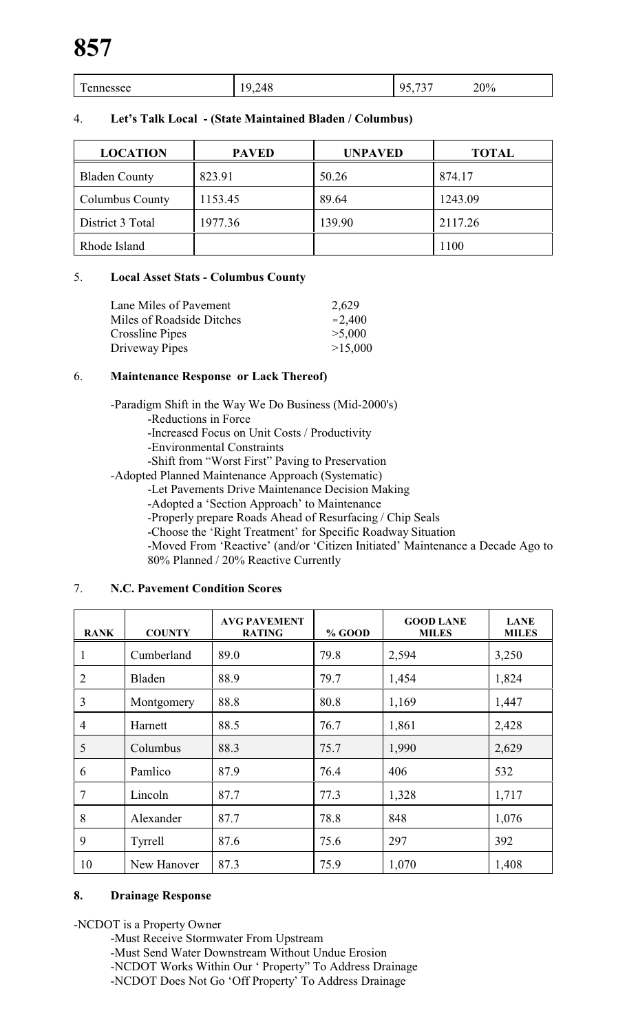| Tennessee | 19,248 | 95,737 | 20% |
|---|---|---|---|

4. **Let's Talk Local - (State Maintained Bladen / Columbus)**

| LOCATION | PAVED | UNPAVED | TOTAL |
|---|---|---|---|
| Bladen County | 823.91 | 50.26 | 874.17 |
| Columbus County | 1153.45 | 89.64 | 1243.09 |
| District 3 Total | 1977.36 | 139.90 | 2117.26 |
| Rhode Island | | | 1100 |

5. **Local Asset Stats - Columbus County**

| | |
|---|---|
| Lane Miles of Pavement | 2,629 |
| Miles of Roadside Ditches | ≈2,400 |
| Crossline Pipes | >5,000 |
| Driveway Pipes | >15,000 |

6. **Maintenance Response or Lack Thereof)**

- -Paradigm Shift in the Way We Do Business (Mid-2000's)
  - -Reductions in Force
  - -Increased Focus on Unit Costs / Productivity
  - -Environmental Constraints
  - -Shift from "Worst First" Paving to Preservation
- -Adopted Planned Maintenance Approach (Systematic)
  - -Let Pavements Drive Maintenance Decision Making
  - -Adopted a 'Section Approach' to Maintenance
  - -Properly prepare Roads Ahead of Resurfacing / Chip Seals
  - -Choose the 'Right Treatment' for Specific Roadway Situation
  - -Moved From 'Reactive' (and/or 'Citizen Initiated' Maintenance a Decade Ago to 80% Planned / 20% Reactive Currently

7. **N.C. Pavement Condition Scores**

| RANK | COUNTY | AVG PAVEMENT RATING | % GOOD | GOOD LANE MILES | LANE MILES |
|---|---|---|---|---|---|
| 1 | Cumberland | 89.0 | 79.8 | 2,594 | 3,250 |
| 2 | Bladen | 88.9 | 79.7 | 1,454 | 1,824 |
| 3 | Montgomery | 88.8 | 80.8 | 1,169 | 1,447 |
| 4 | Harnett | 88.5 | 76.7 | 1,861 | 2,428 |
| 5 | Columbus | 88.3 | 75.7 | 1,990 | 2,629 |
| 6 | Pamlico | 87.9 | 76.4 | 406 | 532 |
| 7 | Lincoln | 87.7 | 77.3 | 1,328 | 1,717 |
| 8 | Alexander | 87.7 | 78.8 | 848 | 1,076 |
| 9 | Tyrrell | 87.6 | 75.6 | 297 | 392 |
| 10 | New Hanover | 87.3 | 75.9 | 1,070 | 1,408 |

**8. Drainage Response**

- -NCDOT is a Property Owner
  - -Must Receive Stormwater From Upstream
  - -Must Send Water Downstream Without Undue Erosion
  - -NCDOT Works Within Our ' Property" To Address Drainage
  - -NCDOT Does Not Go 'Off Property' To Address Drainage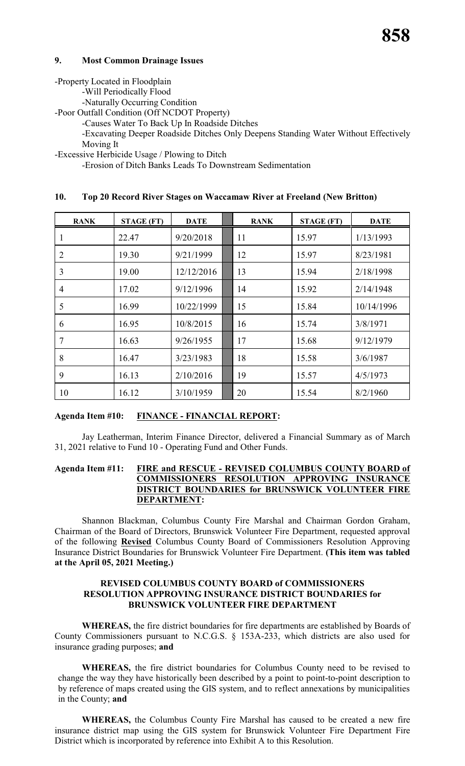## 9. Most Common Drainage Issues

- Property Located in Floodplain
  - Will Periodically Flood
  - Naturally Occurring Condition
- Poor Outfall Condition (Off NCDOT Property)
  - Causes Water To Back Up In Roadside Ditches
  - Excavating Deeper Roadside Ditches Only Deepens Standing Water Without Effectively Moving It
- Excessive Herbicide Usage / Plowing to Ditch
  - Erosion of Ditch Banks Leads To Downstream Sedimentation

## 10. Top 20 Record River Stages on Waccamaw River at Freeland (New Britton)

| RANK | STAGE (FT) | DATE | | RANK | STAGE (FT) | DATE |
|---|---|---|---|---|---|---|
| 1 | 22.47 | 9/20/2018 | | 11 | 15.97 | 1/13/1993 |
| 2 | 19.30 | 9/21/1999 | | 12 | 15.97 | 8/23/1981 |
| 3 | 19.00 | 12/12/2016 | | 13 | 15.94 | 2/18/1998 |
| 4 | 17.02 | 9/12/1996 | | 14 | 15.92 | 2/14/1948 |
| 5 | 16.99 | 10/22/1999 | | 15 | 15.84 | 10/14/1996 |
| 6 | 16.95 | 10/8/2015 | | 16 | 15.74 | 3/8/1971 |
| 7 | 16.63 | 9/26/1955 | | 17 | 15.68 | 9/12/1979 |
| 8 | 16.47 | 3/23/1983 | | 18 | 15.58 | 3/6/1987 |
| 9 | 16.13 | 2/10/2016 | | 19 | 15.57 | 4/5/1973 |
| 10 | 16.12 | 3/10/1959 | | 20 | 15.54 | 8/2/1960 |

**Agenda Item #10: FINANCE - FINANCIAL REPORT:**

Jay Leatherman, Interim Finance Director, delivered a Financial Summary as of March 31, 2021 relative to Fund 10 - Operating Fund and Other Funds.

**Agenda Item #11: FIRE and RESCUE - REVISED COLUMBUS COUNTY BOARD of COMMISSIONERS RESOLUTION APPROVING INSURANCE DISTRICT BOUNDARIES for BRUNSWICK VOLUNTEER FIRE DEPARTMENT:**

Shannon Blackman, Columbus County Fire Marshal and Chairman Gordon Graham, Chairman of the Board of Directors, Brunswick Volunteer Fire Department, requested approval of the following **Revised** Columbus County Board of Commissioners Resolution Approving Insurance District Boundaries for Brunswick Volunteer Fire Department. **(This item was tabled at the April 05, 2021 Meeting.)**

**REVISED COLUMBUS COUNTY BOARD of COMMISSIONERS RESOLUTION APPROVING INSURANCE DISTRICT BOUNDARIES for BRUNSWICK VOLUNTEER FIRE DEPARTMENT**

**WHEREAS,** the fire district boundaries for fire departments are established by Boards of County Commissioners pursuant to N.C.G.S. § 153A-233, which districts are also used for insurance grading purposes; **and**

**WHEREAS,** the fire district boundaries for Columbus County need to be revised to change the way they have historically been described by a point to point-to-point description to by reference of maps created using the GIS system, and to reflect annexations by municipalities in the County; **and**

**WHEREAS,** the Columbus County Fire Marshal has caused to be created a new fire insurance district map using the GIS system for Brunswick Volunteer Fire Department Fire District which is incorporated by reference into Exhibit A to this Resolution.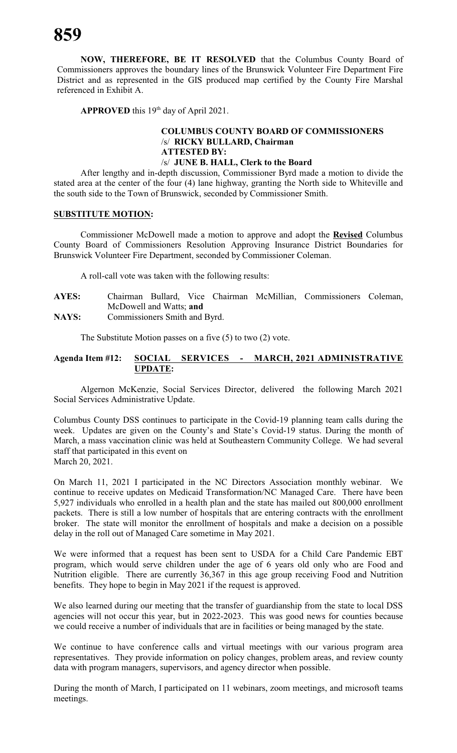**NOW, THEREFORE, BE IT RESOLVED** that the Columbus County Board of Commissioners approves the boundary lines of the Brunswick Volunteer Fire Department Fire District and as represented in the GIS produced map certified by the County Fire Marshal referenced in Exhibit A.

**APPROVED** this 19th day of April 2021.

**COLUMBUS COUNTY BOARD OF COMMISSIONERS**
/s/ **RICKY BULLARD, Chairman**
**ATTESTED BY:**
/s/ **JUNE B. HALL, Clerk to the Board**

After lengthy and in-depth discussion, Commissioner Byrd made a motion to divide the stated area at the center of the four (4) lane highway, granting the North side to Whiteville and the south side to the Town of Brunswick, seconded by Commissioner Smith.

**SUBSTITUTE MOTION:**

Commissioner McDowell made a motion to approve and adopt the **Revised** Columbus County Board of Commissioners Resolution Approving Insurance District Boundaries for Brunswick Volunteer Fire Department, seconded by Commissioner Coleman.

A roll-call vote was taken with the following results:

**AYES:** Chairman Bullard, Vice Chairman McMillian, Commissioners Coleman, McDowell and Watts; **and**
**NAYS:** Commissioners Smith and Byrd.

The Substitute Motion passes on a five (5) to two (2) vote.

## Agenda Item #12: SOCIAL SERVICES - MARCH, 2021 ADMINISTRATIVE UPDATE:

Algernon McKenzie, Social Services Director, delivered the following March 2021 Social Services Administrative Update.

Columbus County DSS continues to participate in the Covid-19 planning team calls during the week. Updates are given on the County's and State's Covid-19 status. During the month of March, a mass vaccination clinic was held at Southeastern Community College. We had several staff that participated in this event on March 20, 2021.

On March 11, 2021 I participated in the NC Directors Association monthly webinar. We continue to receive updates on Medicaid Transformation/NC Managed Care. There have been 5,927 individuals who enrolled in a health plan and the state has mailed out 800,000 enrollment packets. There is still a low number of hospitals that are entering contracts with the enrollment broker. The state will monitor the enrollment of hospitals and make a decision on a possible delay in the roll out of Managed Care sometime in May 2021.

We were informed that a request has been sent to USDA for a Child Care Pandemic EBT program, which would serve children under the age of 6 years old only who are Food and Nutrition eligible. There are currently 36,367 in this age group receiving Food and Nutrition benefits. They hope to begin in May 2021 if the request is approved.

We also learned during our meeting that the transfer of guardianship from the state to local DSS agencies will not occur this year, but in 2022-2023. This was good news for counties because we could receive a number of individuals that are in facilities or being managed by the state.

We continue to have conference calls and virtual meetings with our various program area representatives. They provide information on policy changes, problem areas, and review county data with program managers, supervisors, and agency director when possible.

During the month of March, I participated on 11 webinars, zoom meetings, and microsoft teams meetings.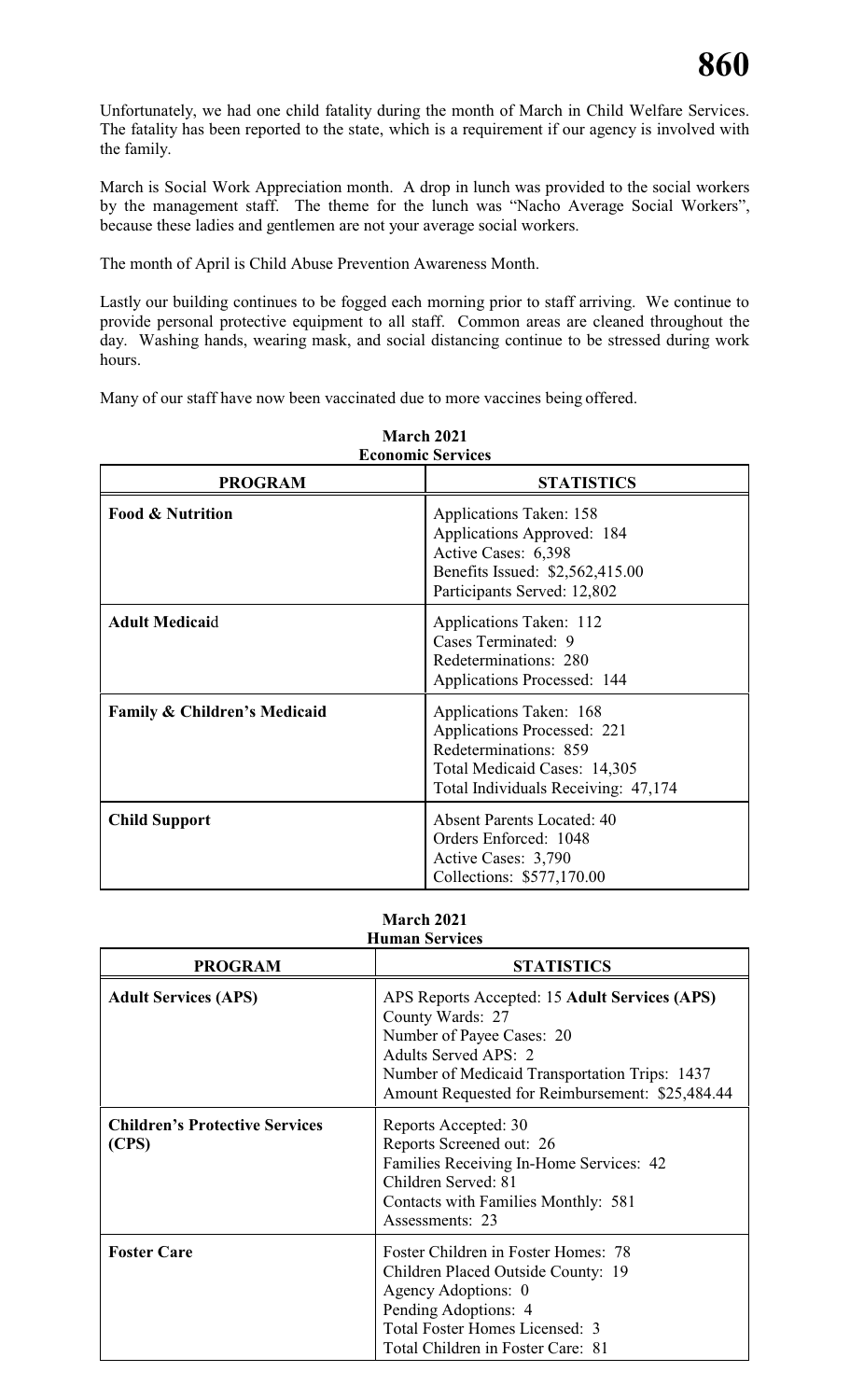Unfortunately, we had one child fatality during the month of March in Child Welfare Services. The fatality has been reported to the state, which is a requirement if our agency is involved with the family.

March is Social Work Appreciation month. A drop in lunch was provided to the social workers by the management staff. The theme for the lunch was "Nacho Average Social Workers", because these ladies and gentlemen are not your average social workers.

The month of April is Child Abuse Prevention Awareness Month.

Lastly our building continues to be fogged each morning prior to staff arriving. We continue to provide personal protective equipment to all staff. Common areas are cleaned throughout the day. Washing hands, wearing mask, and social distancing continue to be stressed during work hours.

Many of our staff have now been vaccinated due to more vaccines being offered.

**March 2021**
**Economic Services**

| PROGRAM | STATISTICS |
|---|---|
| **Food & Nutrition** | Applications Taken: 158<br>Applications Approved: 184<br>Active Cases: 6,398<br>Benefits Issued: $2,562,415.00<br>Participants Served: 12,802 |
| **Adult Medicai**d | Applications Taken: 112<br>Cases Terminated: 9<br>Redeterminations: 280<br>Applications Processed: 144 |
| **Family & Children's Medicaid** | Applications Taken: 168<br>Applications Processed: 221<br>Redeterminations: 859<br>Total Medicaid Cases: 14,305<br>Total Individuals Receiving: 47,174 |
| **Child Support** | Absent Parents Located: 40<br>Orders Enforced: 1048<br>Active Cases: 3,790<br>Collections: $577,170.00 |

**March 2021**
**Human Services**

| PROGRAM | STATISTICS |
|---|---|
| **Adult Services (APS)** | APS Reports Accepted: 15 **Adult Services (APS)**<br>County Wards: 27<br>Number of Payee Cases: 20<br>Adults Served APS: 2<br>Number of Medicaid Transportation Trips: 1437<br>Amount Requested for Reimbursement: $25,484.44 |
| **Children's Protective Services (CPS)** | Reports Accepted: 30<br>Reports Screened out: 26<br>Families Receiving In-Home Services: 42<br>Children Served: 81<br>Contacts with Families Monthly: 581<br>Assessments: 23 |
| **Foster Care** | Foster Children in Foster Homes: 78<br>Children Placed Outside County: 19<br>Agency Adoptions: 0<br>Pending Adoptions: 4<br>Total Foster Homes Licensed: 3<br>Total Children in Foster Care: 81 |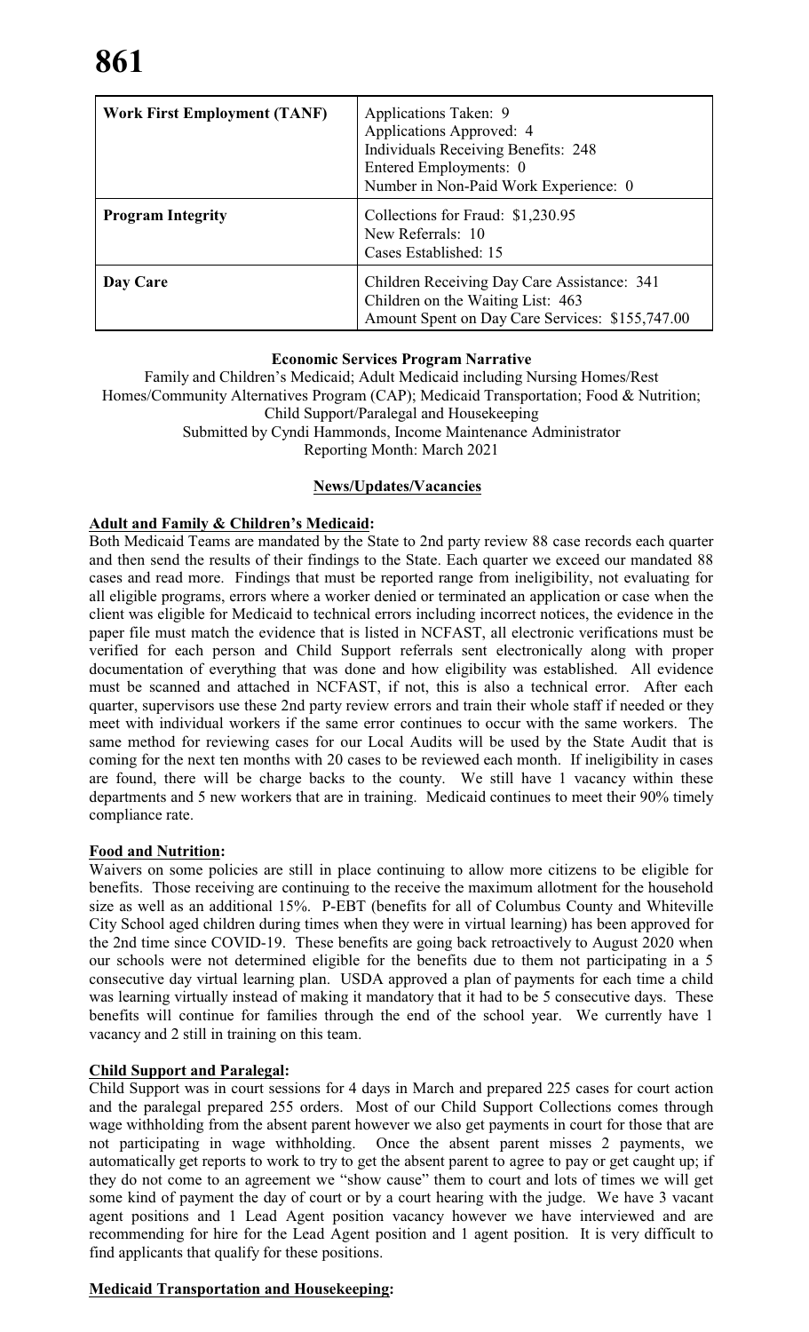| Work First Employment (TANF) | Applications Taken: 9<br>Applications Approved: 4<br>Individuals Receiving Benefits: 248<br>Entered Employments: 0<br>Number in Non-Paid Work Experience: 0 |
|---|---|
| **Program Integrity** | Collections for Fraud: $1,230.95<br>New Referrals: 10<br>Cases Established: 15 |
| **Day Care** | Children Receiving Day Care Assistance: 341<br>Children on the Waiting List: 463<br>Amount Spent on Day Care Services: $155,747.00 |

**Economic Services Program Narrative**

Family and Children's Medicaid; Adult Medicaid including Nursing Homes/Rest Homes/Community Alternatives Program (CAP); Medicaid Transportation; Food & Nutrition; Child Support/Paralegal and Housekeeping
Submitted by Cyndi Hammonds, Income Maintenance Administrator
Reporting Month: March 2021

**News/Updates/Vacancies**

**Adult and Family & Children's Medicaid:**

Both Medicaid Teams are mandated by the State to 2nd party review 88 case records each quarter and then send the results of their findings to the State. Each quarter we exceed our mandated 88 cases and read more. Findings that must be reported range from ineligibility, not evaluating for all eligible programs, errors where a worker denied or terminated an application or case when the client was eligible for Medicaid to technical errors including incorrect notices, the evidence in the paper file must match the evidence that is listed in NCFAST, all electronic verifications must be verified for each person and Child Support referrals sent electronically along with proper documentation of everything that was done and how eligibility was established. All evidence must be scanned and attached in NCFAST, if not, this is also a technical error. After each quarter, supervisors use these 2nd party review errors and train their whole staff if needed or they meet with individual workers if the same error continues to occur with the same workers. The same method for reviewing cases for our Local Audits will be used by the State Audit that is coming for the next ten months with 20 cases to be reviewed each month. If ineligibility in cases are found, there will be charge backs to the county. We still have 1 vacancy within these departments and 5 new workers that are in training. Medicaid continues to meet their 90% timely compliance rate.

**Food and Nutrition:**

Waivers on some policies are still in place continuing to allow more citizens to be eligible for benefits. Those receiving are continuing to the receive the maximum allotment for the household size as well as an additional 15%. P-EBT (benefits for all of Columbus County and Whiteville City School aged children during times when they were in virtual learning) has been approved for the 2nd time since COVID-19. These benefits are going back retroactively to August 2020 when our schools were not determined eligible for the benefits due to them not participating in a 5 consecutive day virtual learning plan. USDA approved a plan of payments for each time a child was learning virtually instead of making it mandatory that it had to be 5 consecutive days. These benefits will continue for families through the end of the school year. We currently have 1 vacancy and 2 still in training on this team.

**Child Support and Paralegal:**

Child Support was in court sessions for 4 days in March and prepared 225 cases for court action and the paralegal prepared 255 orders. Most of our Child Support Collections comes through wage withholding from the absent parent however we also get payments in court for those that are not participating in wage withholding. Once the absent parent misses 2 payments, we automatically get reports to work to try to get the absent parent to agree to pay or get caught up; if they do not come to an agreement we "show cause" them to court and lots of times we will get some kind of payment the day of court or by a court hearing with the judge. We have 3 vacant agent positions and 1 Lead Agent position vacancy however we have interviewed and are recommending for hire for the Lead Agent position and 1 agent position. It is very difficult to find applicants that qualify for these positions.

**Medicaid Transportation and Housekeeping:**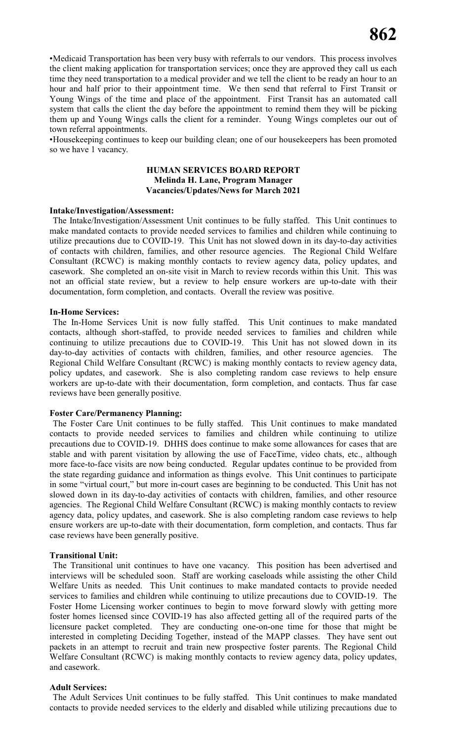•Medicaid Transportation has been very busy with referrals to our vendors. This process involves the client making application for transportation services; once they are approved they call us each time they need transportation to a medical provider and we tell the client to be ready an hour to an hour and half prior to their appointment time. We then send that referral to First Transit or Young Wings of the time and place of the appointment. First Transit has an automated call system that calls the client the day before the appointment to remind them they will be picking them up and Young Wings calls the client for a reminder. Young Wings completes our out of town referral appointments.

•Housekeeping continues to keep our building clean; one of our housekeepers has been promoted so we have 1 vacancy.

**HUMAN SERVICES BOARD REPORT**
**Melinda H. Lane, Program Manager**
**Vacancies/Updates/News for March 2021**

**Intake/Investigation/Assessment:**

The Intake/Investigation/Assessment Unit continues to be fully staffed. This Unit continues to make mandated contacts to provide needed services to families and children while continuing to utilize precautions due to COVID-19. This Unit has not slowed down in its day-to-day activities of contacts with children, families, and other resource agencies. The Regional Child Welfare Consultant (RCWC) is making monthly contacts to review agency data, policy updates, and casework. She completed an on-site visit in March to review records within this Unit. This was not an official state review, but a review to help ensure workers are up-to-date with their documentation, form completion, and contacts. Overall the review was positive.

**In-Home Services:**

The In-Home Services Unit is now fully staffed. This Unit continues to make mandated contacts, although short-staffed, to provide needed services to families and children while continuing to utilize precautions due to COVID-19. This Unit has not slowed down in its day-to-day activities of contacts with children, families, and other resource agencies. The Regional Child Welfare Consultant (RCWC) is making monthly contacts to review agency data, policy updates, and casework. She is also completing random case reviews to help ensure workers are up-to-date with their documentation, form completion, and contacts. Thus far case reviews have been generally positive.

**Foster Care/Permanency Planning:**

The Foster Care Unit continues to be fully staffed. This Unit continues to make mandated contacts to provide needed services to families and children while continuing to utilize precautions due to COVID-19. DHHS does continue to make some allowances for cases that are stable and with parent visitation by allowing the use of FaceTime, video chats, etc., although more face-to-face visits are now being conducted. Regular updates continue to be provided from the state regarding guidance and information as things evolve. This Unit continues to participate in some "virtual court," but more in-court cases are beginning to be conducted. This Unit has not slowed down in its day-to-day activities of contacts with children, families, and other resource agencies. The Regional Child Welfare Consultant (RCWC) is making monthly contacts to review agency data, policy updates, and casework. She is also completing random case reviews to help ensure workers are up-to-date with their documentation, form completion, and contacts. Thus far case reviews have been generally positive.

**Transitional Unit:**

The Transitional unit continues to have one vacancy. This position has been advertised and interviews will be scheduled soon. Staff are working caseloads while assisting the other Child Welfare Units as needed. This Unit continues to make mandated contacts to provide needed services to families and children while continuing to utilize precautions due to COVID-19. The Foster Home Licensing worker continues to begin to move forward slowly with getting more foster homes licensed since COVID-19 has also affected getting all of the required parts of the licensure packet completed. They are conducting one-on-one time for those that might be interested in completing Deciding Together, instead of the MAPP classes. They have sent out packets in an attempt to recruit and train new prospective foster parents. The Regional Child Welfare Consultant (RCWC) is making monthly contacts to review agency data, policy updates, and casework.

**Adult Services:**

The Adult Services Unit continues to be fully staffed. This Unit continues to make mandated contacts to provide needed services to the elderly and disabled while utilizing precautions due to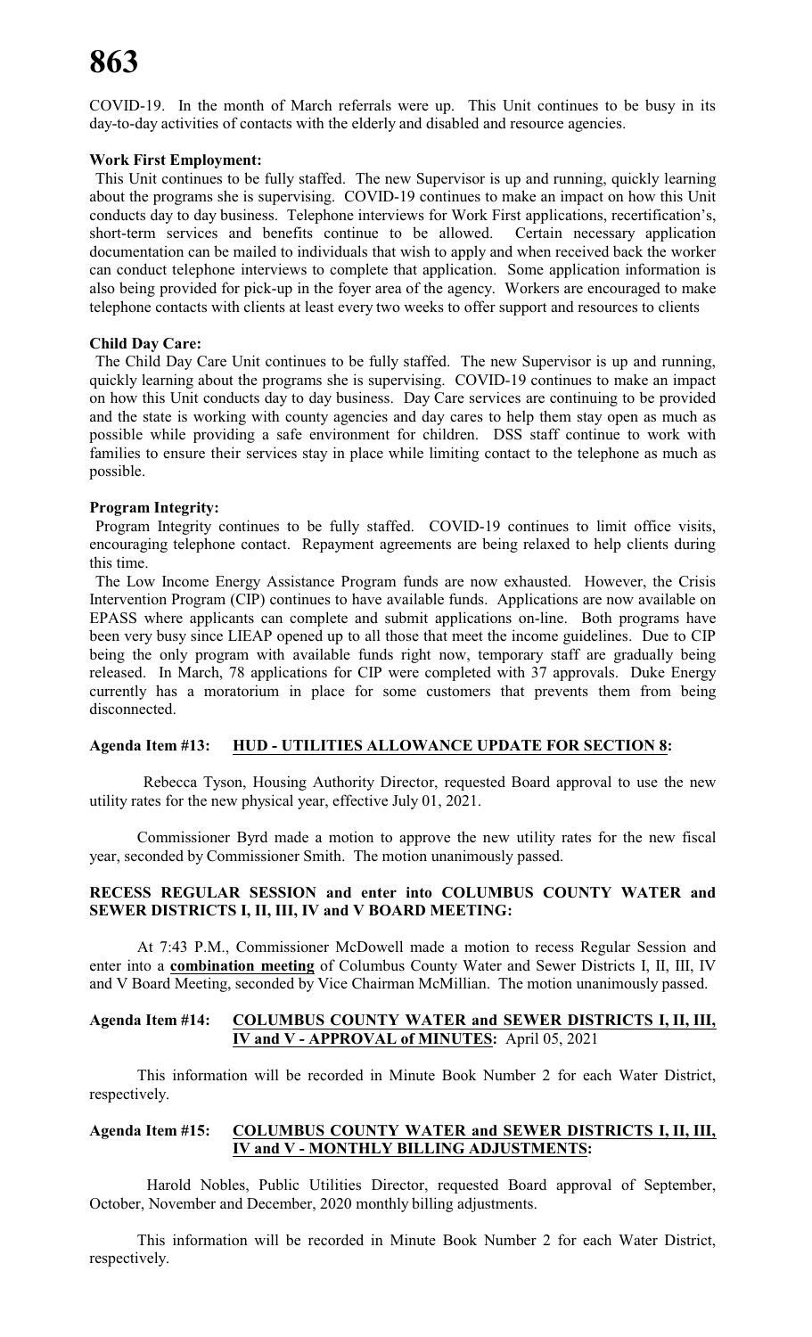COVID-19. In the month of March referrals were up. This Unit continues to be busy in its day-to-day activities of contacts with the elderly and disabled and resource agencies.

**Work First Employment:**

This Unit continues to be fully staffed. The new Supervisor is up and running, quickly learning about the programs she is supervising. COVID-19 continues to make an impact on how this Unit conducts day to day business. Telephone interviews for Work First applications, recertification's, short-term services and benefits continue to be allowed. Certain necessary application documentation can be mailed to individuals that wish to apply and when received back the worker can conduct telephone interviews to complete that application. Some application information is also being provided for pick-up in the foyer area of the agency. Workers are encouraged to make telephone contacts with clients at least every two weeks to offer support and resources to clients

**Child Day Care:**

The Child Day Care Unit continues to be fully staffed. The new Supervisor is up and running, quickly learning about the programs she is supervising. COVID-19 continues to make an impact on how this Unit conducts day to day business. Day Care services are continuing to be provided and the state is working with county agencies and day cares to help them stay open as much as possible while providing a safe environment for children. DSS staff continue to work with families to ensure their services stay in place while limiting contact to the telephone as much as possible.

**Program Integrity:**

Program Integrity continues to be fully staffed. COVID-19 continues to limit office visits, encouraging telephone contact. Repayment agreements are being relaxed to help clients during this time.

The Low Income Energy Assistance Program funds are now exhausted. However, the Crisis Intervention Program (CIP) continues to have available funds. Applications are now available on EPASS where applicants can complete and submit applications on-line. Both programs have been very busy since LIEAP opened up to all those that meet the income guidelines. Due to CIP being the only program with available funds right now, temporary staff are gradually being released. In March, 78 applications for CIP were completed with 37 approvals. Duke Energy currently has a moratorium in place for some customers that prevents them from being disconnected.

**Agenda Item #13: HUD - UTILITIES ALLOWANCE UPDATE FOR SECTION 8:**

Rebecca Tyson, Housing Authority Director, requested Board approval to use the new utility rates for the new physical year, effective July 01, 2021.

Commissioner Byrd made a motion to approve the new utility rates for the new fiscal year, seconded by Commissioner Smith. The motion unanimously passed.

**RECESS REGULAR SESSION and enter into COLUMBUS COUNTY WATER and SEWER DISTRICTS I, II, III, IV and V BOARD MEETING:**

At 7:43 P.M., Commissioner McDowell made a motion to recess Regular Session and enter into a **combination meeting** of Columbus County Water and Sewer Districts I, II, III, IV and V Board Meeting, seconded by Vice Chairman McMillian. The motion unanimously passed.

**Agenda Item #14: COLUMBUS COUNTY WATER and SEWER DISTRICTS I, II, III, IV and V - APPROVAL of MINUTES:** April 05, 2021

This information will be recorded in Minute Book Number 2 for each Water District, respectively.

**Agenda Item #15: COLUMBUS COUNTY WATER and SEWER DISTRICTS I, II, III, IV and V - MONTHLY BILLING ADJUSTMENTS:**

Harold Nobles, Public Utilities Director, requested Board approval of September, October, November and December, 2020 monthly billing adjustments.

This information will be recorded in Minute Book Number 2 for each Water District, respectively.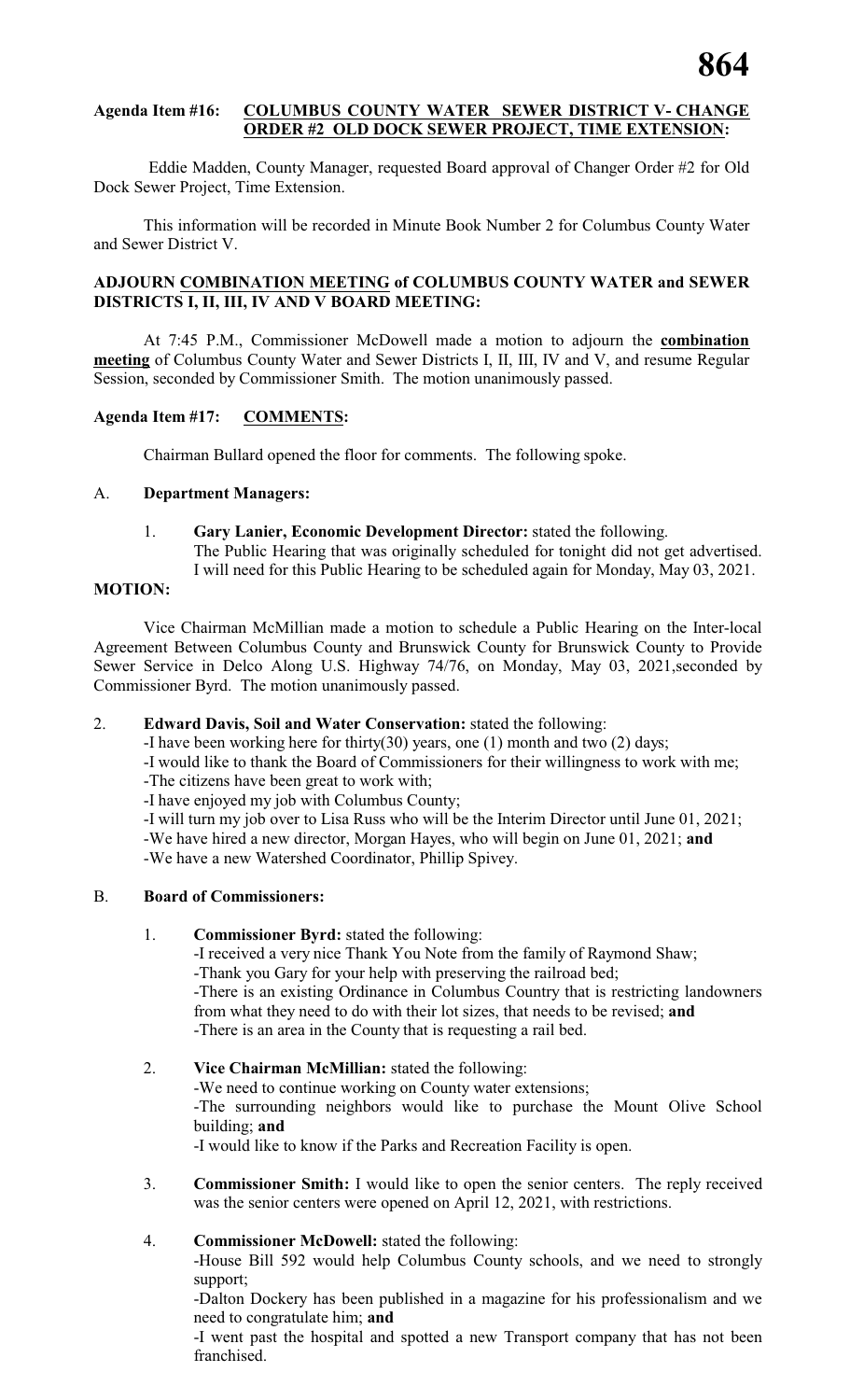**Agenda Item #16: COLUMBUS COUNTY WATER SEWER DISTRICT V- CHANGE ORDER #2 OLD DOCK SEWER PROJECT, TIME EXTENSION:**

Eddie Madden, County Manager, requested Board approval of Changer Order #2 for Old Dock Sewer Project, Time Extension.

This information will be recorded in Minute Book Number 2 for Columbus County Water and Sewer District V.

**ADJOURN COMBINATION MEETING of COLUMBUS COUNTY WATER and SEWER DISTRICTS I, II, III, IV AND V BOARD MEETING:**

At 7:45 P.M., Commissioner McDowell made a motion to adjourn the **combination meeting** of Columbus County Water and Sewer Districts I, II, III, IV and V, and resume Regular Session, seconded by Commissioner Smith. The motion unanimously passed.

**Agenda Item #17: COMMENTS:**

Chairman Bullard opened the floor for comments. The following spoke.

A. **Department Managers:**

1. **Gary Lanier, Economic Development Director:** stated the following.
   The Public Hearing that was originally scheduled for tonight did not get advertised. I will need for this Public Hearing to be scheduled again for Monday, May 03, 2021.

**MOTION:**

Vice Chairman McMillian made a motion to schedule a Public Hearing on the Inter-local Agreement Between Columbus County and Brunswick County for Brunswick County to Provide Sewer Service in Delco Along U.S. Highway 74/76, on Monday, May 03, 2021,seconded by Commissioner Byrd. The motion unanimously passed.

2. **Edward Davis, Soil and Water Conservation:** stated the following:
   -I have been working here for thirty(30) years, one (1) month and two (2) days;
   -I would like to thank the Board of Commissioners for their willingness to work with me;
   -The citizens have been great to work with;
   -I have enjoyed my job with Columbus County;
   -I will turn my job over to Lisa Russ who will be the Interim Director until June 01, 2021;
   -We have hired a new director, Morgan Hayes, who will begin on June 01, 2021; **and**
   -We have a new Watershed Coordinator, Phillip Spivey.

B. **Board of Commissioners:**

1. **Commissioner Byrd:** stated the following:
   -I received a very nice Thank You Note from the family of Raymond Shaw;
   -Thank you Gary for your help with preserving the railroad bed;
   -There is an existing Ordinance in Columbus Country that is restricting landowners from what they need to do with their lot sizes, that needs to be revised; **and**
   -There is an area in the County that is requesting a rail bed.

2. **Vice Chairman McMillian:** stated the following:
   -We need to continue working on County water extensions;
   -The surrounding neighbors would like to purchase the Mount Olive School building; **and**
   -I would like to know if the Parks and Recreation Facility is open.

3. **Commissioner Smith:** I would like to open the senior centers. The reply received was the senior centers were opened on April 12, 2021, with restrictions.

4. **Commissioner McDowell:** stated the following:
   -House Bill 592 would help Columbus County schools, and we need to strongly support;
   -Dalton Dockery has been published in a magazine for his professionalism and we need to congratulate him; **and**
   -I went past the hospital and spotted a new Transport company that has not been franchised.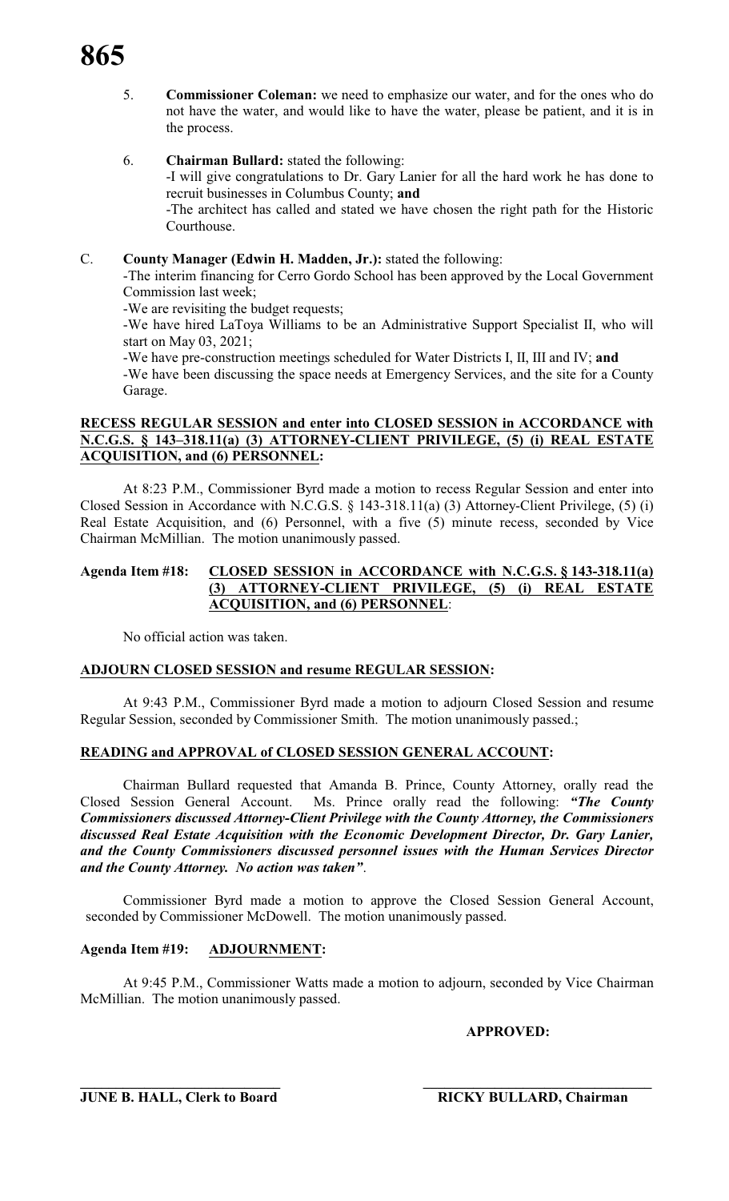5. **Commissioner Coleman:** we need to emphasize our water, and for the ones who do not have the water, and would like to have the water, please be patient, and it is in the process.

6. **Chairman Bullard:** stated the following:
   -I will give congratulations to Dr. Gary Lanier for all the hard work he has done to recruit businesses in Columbus County; **and**
   -The architect has called and stated we have chosen the right path for the Historic Courthouse.

C. **County Manager (Edwin H. Madden, Jr.):** stated the following:
   -The interim financing for Cerro Gordo School has been approved by the Local Government Commission last week;
   -We are revisiting the budget requests;
   -We have hired LaToya Williams to be an Administrative Support Specialist II, who will start on May 03, 2021;
   -We have pre-construction meetings scheduled for Water Districts I, II, III and IV; **and**
   -We have been discussing the space needs at Emergency Services, and the site for a County Garage.

**RECESS REGULAR SESSION and enter into CLOSED SESSION in ACCORDANCE with N.C.G.S. § 143–318.11(a) (3) ATTORNEY-CLIENT PRIVILEGE, (5) (i) REAL ESTATE ACQUISITION, and (6) PERSONNEL:**

At 8:23 P.M., Commissioner Byrd made a motion to recess Regular Session and enter into Closed Session in Accordance with N.C.G.S. § 143-318.11(a) (3) Attorney-Client Privilege, (5) (i) Real Estate Acquisition, and (6) Personnel, with a five (5) minute recess, seconded by Vice Chairman McMillian. The motion unanimously passed.

**Agenda Item #18: CLOSED SESSION in ACCORDANCE with N.C.G.S. § 143-318.11(a) (3) ATTORNEY-CLIENT PRIVILEGE, (5) (i) REAL ESTATE ACQUISITION, and (6) PERSONNEL:**

No official action was taken.

**ADJOURN CLOSED SESSION and resume REGULAR SESSION:**

At 9:43 P.M., Commissioner Byrd made a motion to adjourn Closed Session and resume Regular Session, seconded by Commissioner Smith. The motion unanimously passed.;

**READING and APPROVAL of CLOSED SESSION GENERAL ACCOUNT:**

Chairman Bullard requested that Amanda B. Prince, County Attorney, orally read the Closed Session General Account. Ms. Prince orally read the following: ***"The County Commissioners discussed Attorney-Client Privilege with the County Attorney, the Commissioners discussed Real Estate Acquisition with the Economic Development Director, Dr. Gary Lanier, and the County Commissioners discussed personnel issues with the Human Services Director and the County Attorney. No action was taken"***.

Commissioner Byrd made a motion to approve the Closed Session General Account, seconded by Commissioner McDowell. The motion unanimously passed.

**Agenda Item #19: ADJOURNMENT:**

At 9:45 P.M., Commissioner Watts made a motion to adjourn, seconded by Vice Chairman McMillian. The motion unanimously passed.

**APPROVED:**

\_\_\_\_\_\_\_\_\_\_\_\_\_\_\_\_\_\_\_\_\_\_\_\_\_\_\_\_ \_\_\_\_\_\_\_\_\_\_\_\_\_\_\_\_\_\_\_\_\_\_\_\_\_\_\_\_

**JUNE B. HALL, Clerk to Board** **RICKY BULLARD, Chairman**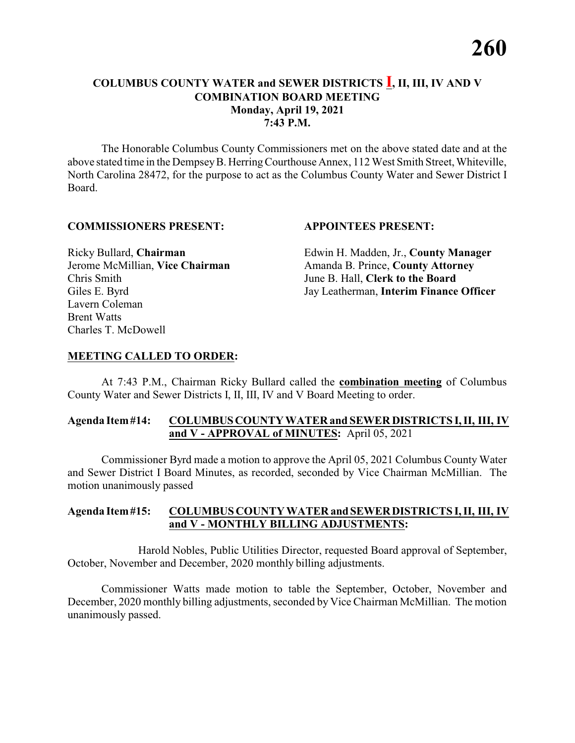# COLUMBUS COUNTY WATER and SEWER DISTRICTS I, II, III, IV AND V COMBINATION BOARD MEETING

**Monday, April 19, 2021**
**7:43 P.M.**

The Honorable Columbus County Commissioners met on the above stated date and at the above stated time in the Dempsey B. Herring Courthouse Annex, 112 West Smith Street, Whiteville, North Carolina 28472, for the purpose to act as the Columbus County Water and Sewer District I Board.

**COMMISSIONERS PRESENT:**

Ricky Bullard, **Chairman**
Jerome McMillian, **Vice Chairman**
Chris Smith
Giles E. Byrd
Lavern Coleman
Brent Watts
Charles T. McDowell

**APPOINTEES PRESENT:**

Edwin H. Madden, Jr., **County Manager**
Amanda B. Prince, **County Attorney**
June B. Hall, **Clerk to the Board**
Jay Leatherman, **Interim Finance Officer**

**MEETING CALLED TO ORDER:**

At 7:43 P.M., Chairman Ricky Bullard called the **combination meeting** of Columbus County Water and Sewer Districts I, II, III, IV and V Board Meeting to order.

**Agenda Item #14: COLUMBUS COUNTY WATER and SEWER DISTRICTS I, II, III, IV and V - APPROVAL of MINUTES:** April 05, 2021

Commissioner Byrd made a motion to approve the April 05, 2021 Columbus County Water and Sewer District I Board Minutes, as recorded, seconded by Vice Chairman McMillian. The motion unanimously passed

**Agenda Item #15: COLUMBUS COUNTY WATER and SEWER DISTRICTS I, II, III, IV and V - MONTHLY BILLING ADJUSTMENTS:**

Harold Nobles, Public Utilities Director, requested Board approval of September, October, November and December, 2020 monthly billing adjustments.

Commissioner Watts made motion to table the September, October, November and December, 2020 monthly billing adjustments, seconded by Vice Chairman McMillian. The motion unanimously passed.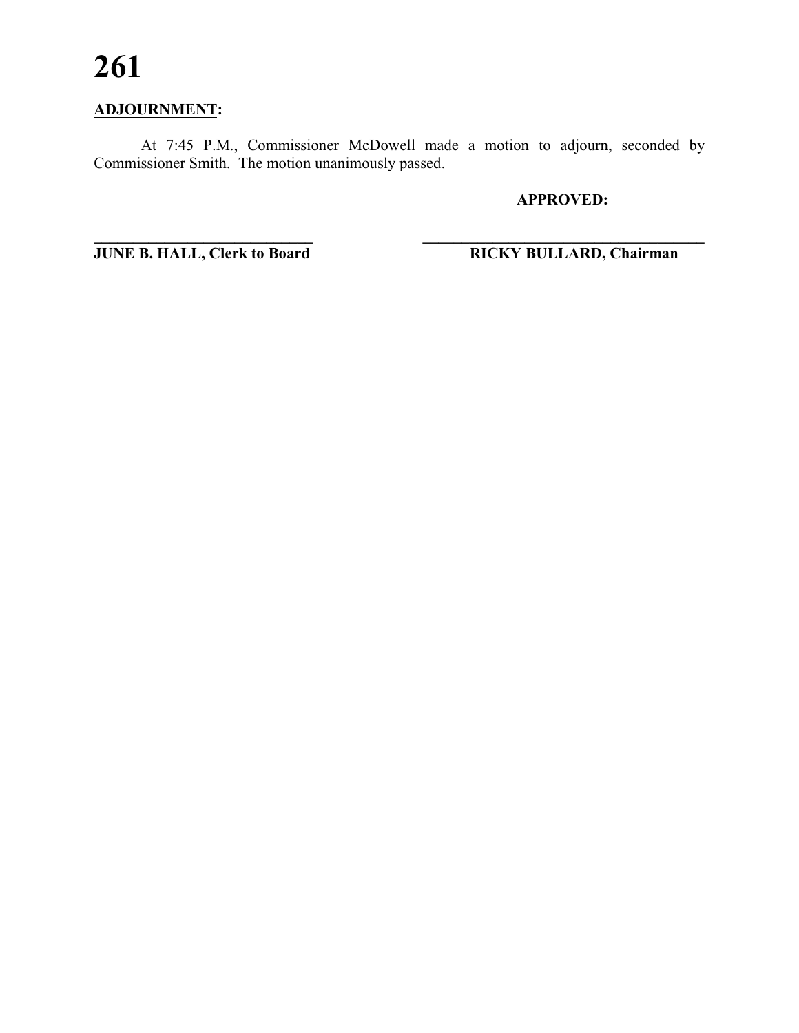**ADJOURNMENT:**

At 7:45 P.M., Commissioner McDowell made a motion to adjourn, seconded by Commissioner Smith. The motion unanimously passed.

**APPROVED:**

______________________________ ______________________________

**JUNE B. HALL, Clerk to Board** **RICKY BULLARD, Chairman**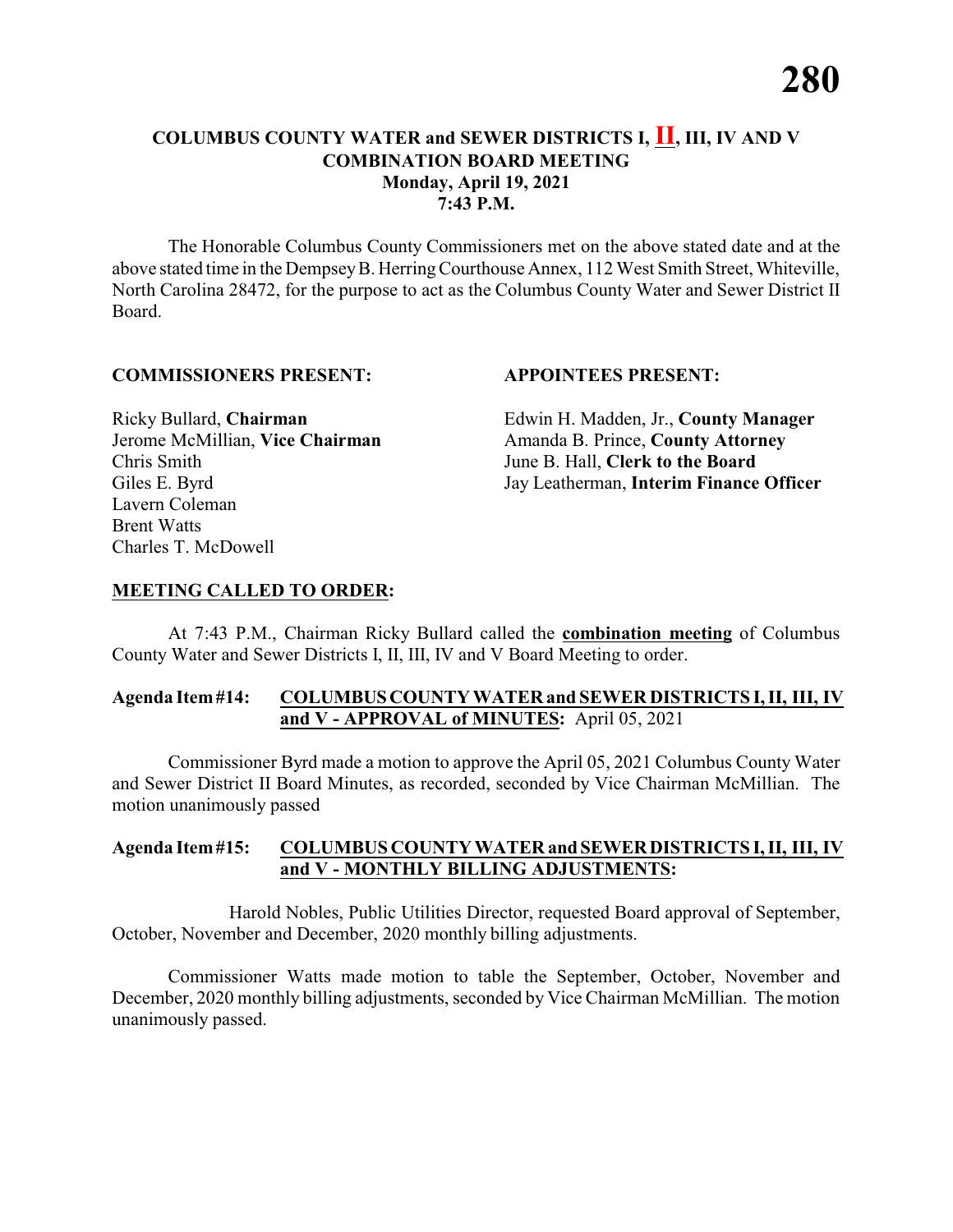# COLUMBUS COUNTY WATER and SEWER DISTRICTS I, II, III, IV AND V COMBINATION BOARD MEETING

**Monday, April 19, 2021**
**7:43 P.M.**

The Honorable Columbus County Commissioners met on the above stated date and at the above stated time in the Dempsey B. Herring Courthouse Annex, 112 West Smith Street, Whiteville, North Carolina 28472, for the purpose to act as the Columbus County Water and Sewer District II Board.

**COMMISSIONERS PRESENT:**

Ricky Bullard, **Chairman**
Jerome McMillian, **Vice Chairman**
Chris Smith
Giles E. Byrd
Lavern Coleman
Brent Watts
Charles T. McDowell

**APPOINTEES PRESENT:**

Edwin H. Madden, Jr., **County Manager**
Amanda B. Prince, **County Attorney**
June B. Hall, **Clerk to the Board**
Jay Leatherman, **Interim Finance Officer**

**MEETING CALLED TO ORDER:**

At 7:43 P.M., Chairman Ricky Bullard called the **combination meeting** of Columbus County Water and Sewer Districts I, II, III, IV and V Board Meeting to order.

**Agenda Item #14: COLUMBUS COUNTY WATER and SEWER DISTRICTS I, II, III, IV and V - APPROVAL of MINUTES:** April 05, 2021

Commissioner Byrd made a motion to approve the April 05, 2021 Columbus County Water and Sewer District II Board Minutes, as recorded, seconded by Vice Chairman McMillian. The motion unanimously passed

**Agenda Item #15: COLUMBUS COUNTY WATER and SEWER DISTRICTS I, II, III, IV and V - MONTHLY BILLING ADJUSTMENTS:**

Harold Nobles, Public Utilities Director, requested Board approval of September, October, November and December, 2020 monthly billing adjustments.

Commissioner Watts made motion to table the September, October, November and December, 2020 monthly billing adjustments, seconded by Vice Chairman McMillian. The motion unanimously passed.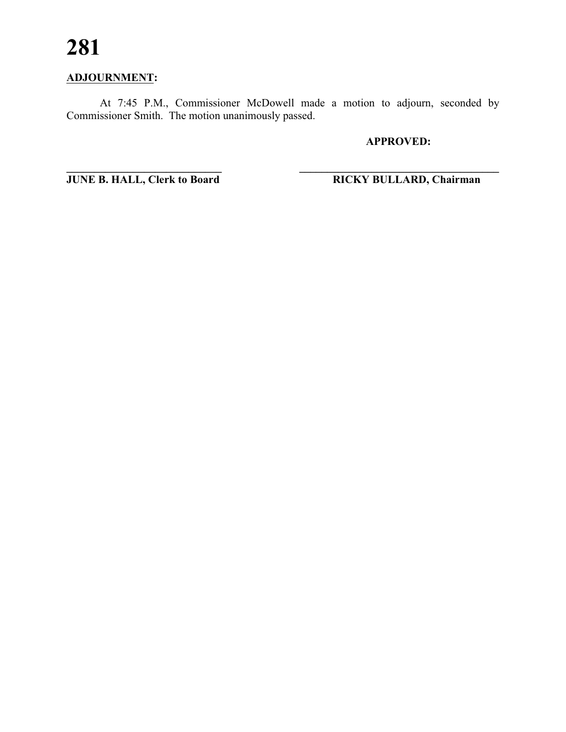**ADJOURNMENT:**

At 7:45 P.M., Commissioner McDowell made a motion to adjourn, seconded by Commissioner Smith. The motion unanimously passed.

**APPROVED:**

______________________________ ______________________________

**JUNE B. HALL, Clerk to Board** **RICKY BULLARD, Chairman**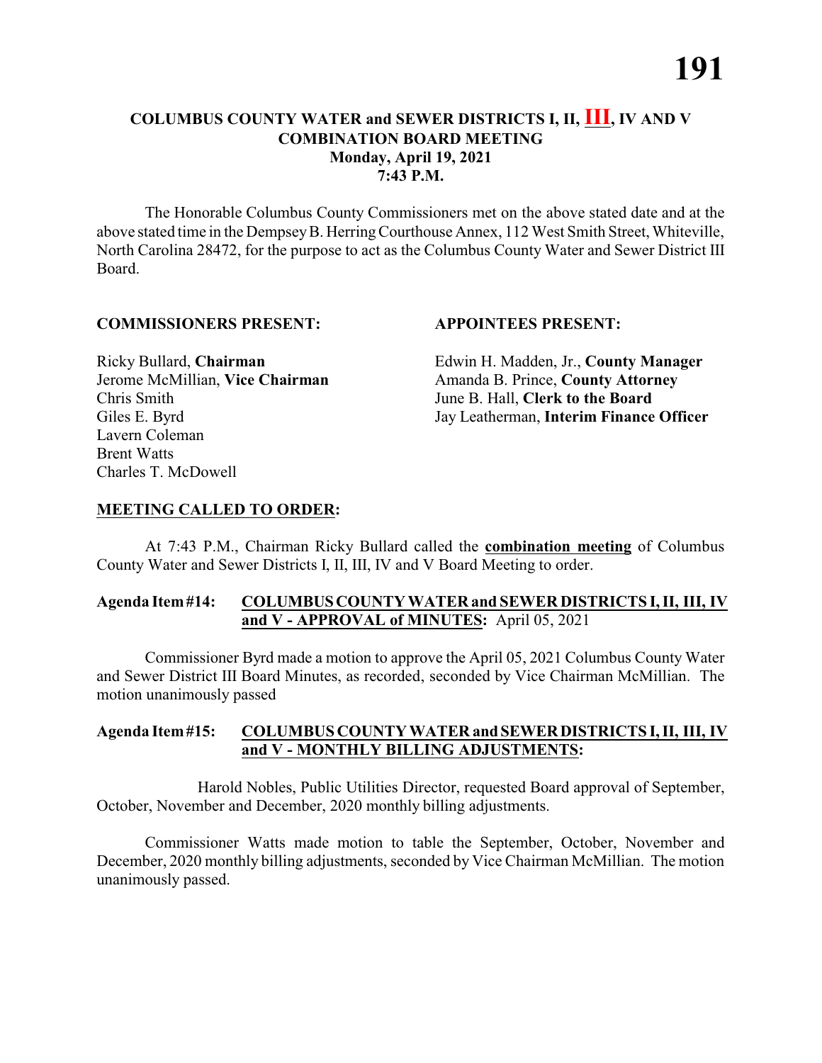# COLUMBUS COUNTY WATER and SEWER DISTRICTS I, II, III, IV AND V COMBINATION BOARD MEETING

**Monday, April 19, 2021**
**7:43 P.M.**

The Honorable Columbus County Commissioners met on the above stated date and at the above stated time in the Dempsey B. Herring Courthouse Annex, 112 West Smith Street, Whiteville, North Carolina 28472, for the purpose to act as the Columbus County Water and Sewer District III Board.

**COMMISSIONERS PRESENT:**

Ricky Bullard, **Chairman**
Jerome McMillian, **Vice Chairman**
Chris Smith
Giles E. Byrd
Lavern Coleman
Brent Watts
Charles T. McDowell

**APPOINTEES PRESENT:**

Edwin H. Madden, Jr., **County Manager**
Amanda B. Prince, **County Attorney**
June B. Hall, **Clerk to the Board**
Jay Leatherman, **Interim Finance Officer**

**MEETING CALLED TO ORDER:**

At 7:43 P.M., Chairman Ricky Bullard called the **combination meeting** of Columbus County Water and Sewer Districts I, II, III, IV and V Board Meeting to order.

**Agenda Item #14: COLUMBUS COUNTY WATER and SEWER DISTRICTS I, II, III, IV and V - APPROVAL of MINUTES:** April 05, 2021

Commissioner Byrd made a motion to approve the April 05, 2021 Columbus County Water and Sewer District III Board Minutes, as recorded, seconded by Vice Chairman McMillian. The motion unanimously passed

**Agenda Item #15: COLUMBUS COUNTY WATER and SEWER DISTRICTS I, II, III, IV and V - MONTHLY BILLING ADJUSTMENTS:**

Harold Nobles, Public Utilities Director, requested Board approval of September, October, November and December, 2020 monthly billing adjustments.

Commissioner Watts made motion to table the September, October, November and December, 2020 monthly billing adjustments, seconded by Vice Chairman McMillian. The motion unanimously passed.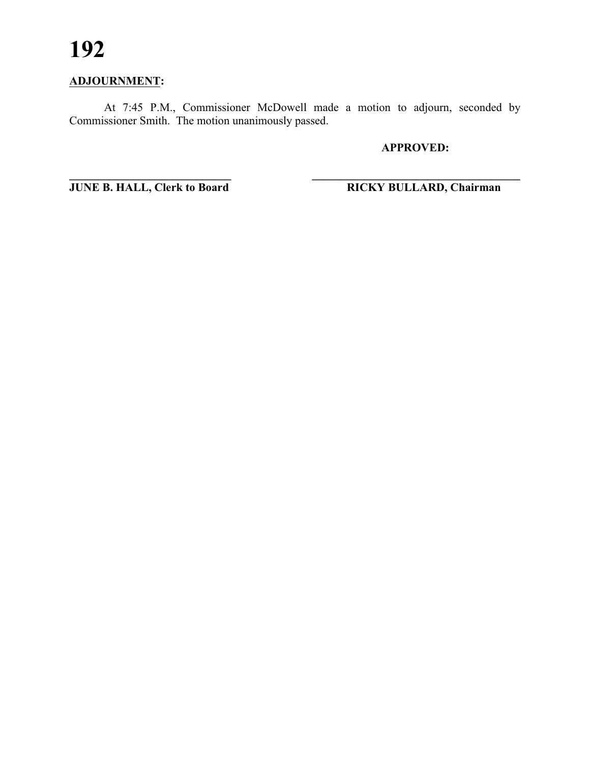**ADJOURNMENT:**

At 7:45 P.M., Commissioner McDowell made a motion to adjourn, seconded by Commissioner Smith. The motion unanimously passed.

**APPROVED:**

\_\_\_\_\_\_\_\_\_\_\_\_\_\_\_\_\_\_\_\_\_\_\_\_\_\_\_\_\_\_ \_\_\_\_\_\_\_\_\_\_\_\_\_\_\_\_\_\_\_\_\_\_\_\_\_\_\_\_\_\_\_\_\_\_\_\_\_\_

**JUNE B. HALL, Clerk to Board** **RICKY BULLARD, Chairman**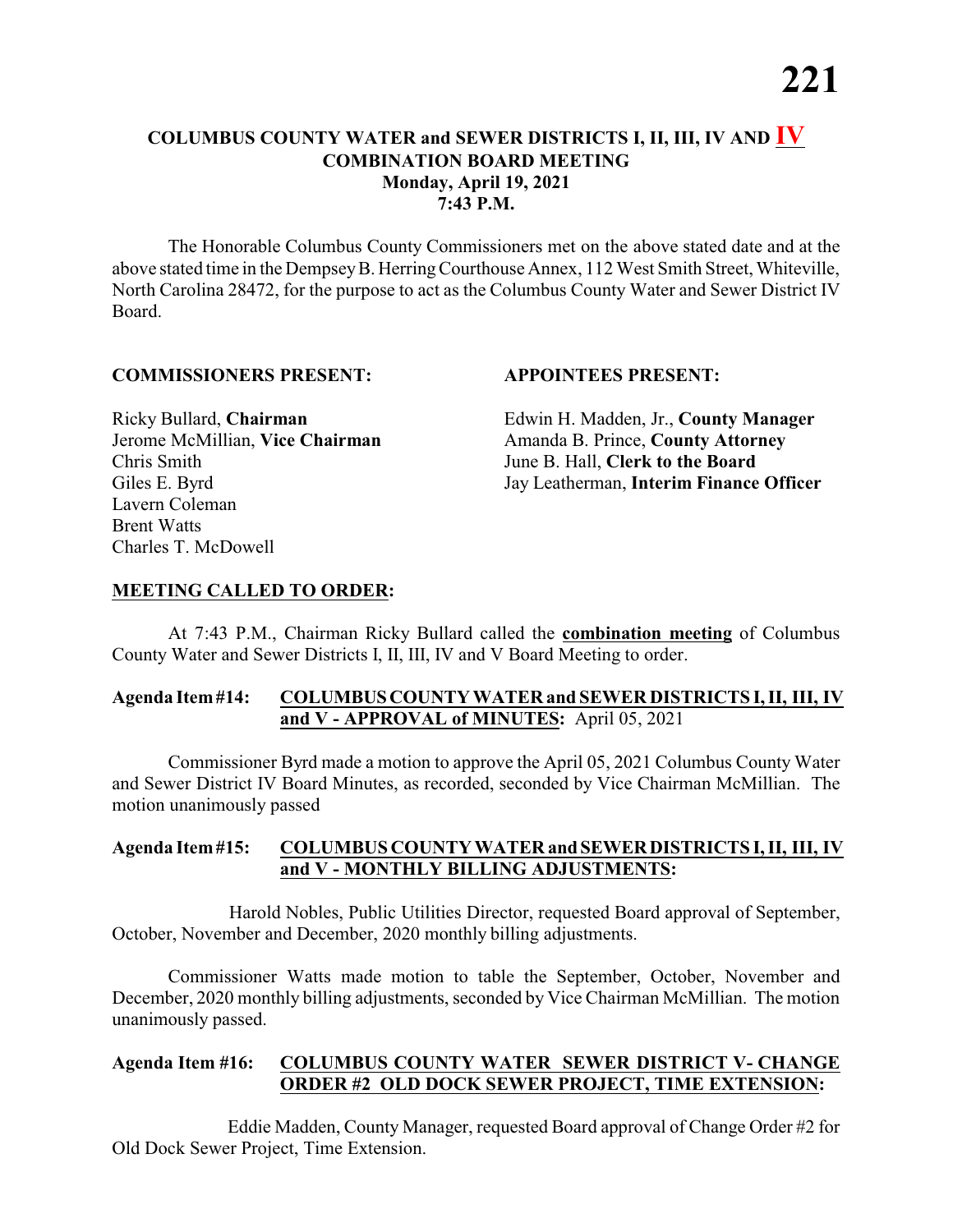# COLUMBUS COUNTY WATER and SEWER DISTRICTS I, II, III, IV AND IV
## COMBINATION BOARD MEETING
### Monday, April 19, 2021
### 7:43 P.M.

The Honorable Columbus County Commissioners met on the above stated date and at the above stated time in the Dempsey B. Herring Courthouse Annex, 112 West Smith Street, Whiteville, North Carolina 28472, for the purpose to act as the Columbus County Water and Sewer District IV Board.

**COMMISSIONERS PRESENT:**

Ricky Bullard, **Chairman**
Jerome McMillian, **Vice Chairman**
Chris Smith
Giles E. Byrd
Lavern Coleman
Brent Watts
Charles T. McDowell

**APPOINTEES PRESENT:**

Edwin H. Madden, Jr., **County Manager**
Amanda B. Prince, **County Attorney**
June B. Hall, **Clerk to the Board**
Jay Leatherman, **Interim Finance Officer**

**MEETING CALLED TO ORDER:**

At 7:43 P.M., Chairman Ricky Bullard called the **combination meeting** of Columbus County Water and Sewer Districts I, II, III, IV and V Board Meeting to order.

**Agenda Item #14: COLUMBUS COUNTY WATER and SEWER DISTRICTS I, II, III, IV and V - APPROVAL of MINUTES:** April 05, 2021

Commissioner Byrd made a motion to approve the April 05, 2021 Columbus County Water and Sewer District IV Board Minutes, as recorded, seconded by Vice Chairman McMillian. The motion unanimously passed

**Agenda Item #15: COLUMBUS COUNTY WATER and SEWER DISTRICTS I, II, III, IV and V - MONTHLY BILLING ADJUSTMENTS:**

Harold Nobles, Public Utilities Director, requested Board approval of September, October, November and December, 2020 monthly billing adjustments.

Commissioner Watts made motion to table the September, October, November and December, 2020 monthly billing adjustments, seconded by Vice Chairman McMillian. The motion unanimously passed.

**Agenda Item #16: COLUMBUS COUNTY WATER SEWER DISTRICT V- CHANGE ORDER #2 OLD DOCK SEWER PROJECT, TIME EXTENSION:**

Eddie Madden, County Manager, requested Board approval of Change Order #2 for Old Dock Sewer Project, Time Extension.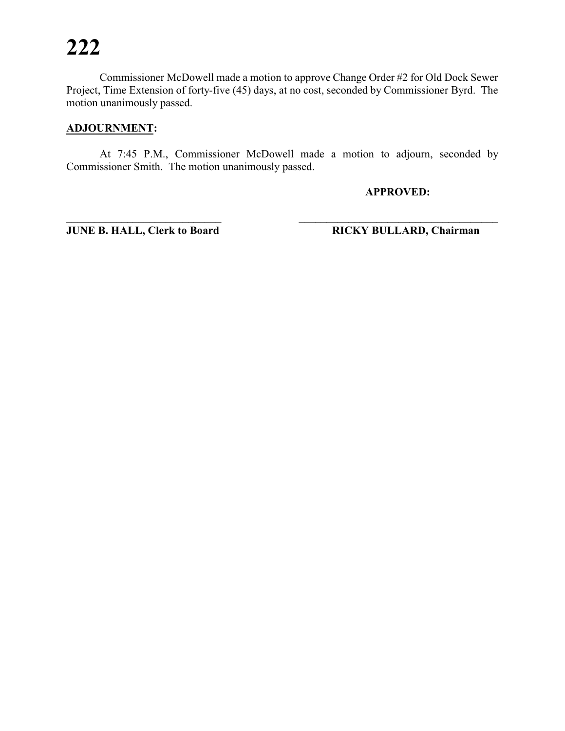Commissioner McDowell made a motion to approve Change Order #2 for Old Dock Sewer Project, Time Extension of forty-five (45) days, at no cost, seconded by Commissioner Byrd. The motion unanimously passed.

**ADJOURNMENT:**

At 7:45 P.M., Commissioner McDowell made a motion to adjourn, seconded by Commissioner Smith. The motion unanimously passed.

**APPROVED:**

**_____________________________**
**JUNE B. HALL, Clerk to Board**

**_____________________________________**
**RICKY BULLARD, Chairman**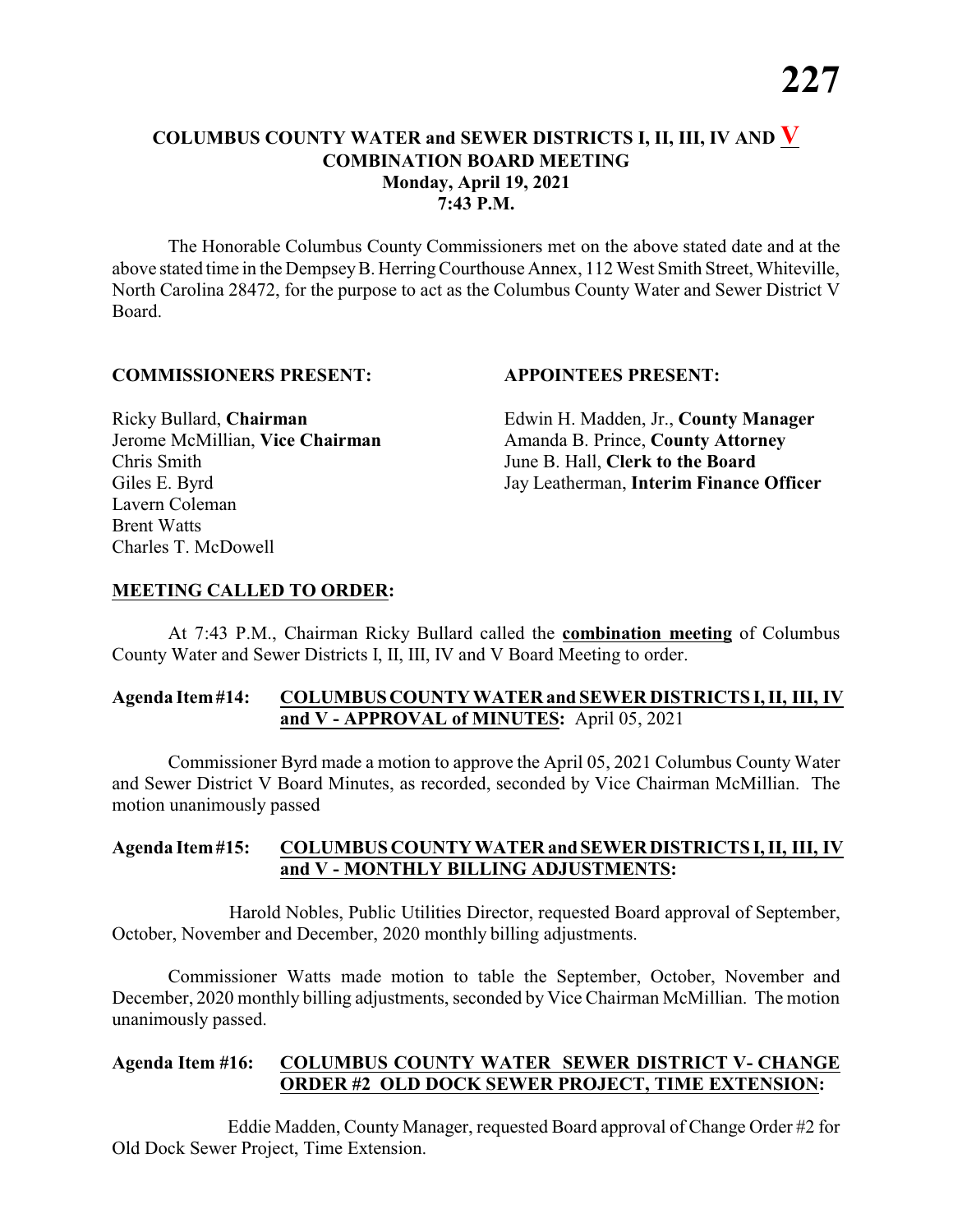# COLUMBUS COUNTY WATER and SEWER DISTRICTS I, II, III, IV AND V
## COMBINATION BOARD MEETING
### Monday, April 19, 2021
### 7:43 P.M.

The Honorable Columbus County Commissioners met on the above stated date and at the above stated time in the Dempsey B. Herring Courthouse Annex, 112 West Smith Street, Whiteville, North Carolina 28472, for the purpose to act as the Columbus County Water and Sewer District V Board.

**COMMISSIONERS PRESENT:**

Ricky Bullard, **Chairman**
Jerome McMillian, **Vice Chairman**
Chris Smith
Giles E. Byrd
Lavern Coleman
Brent Watts
Charles T. McDowell

**APPOINTEES PRESENT:**

Edwin H. Madden, Jr., **County Manager**
Amanda B. Prince, **County Attorney**
June B. Hall, **Clerk to the Board**
Jay Leatherman, **Interim Finance Officer**

**MEETING CALLED TO ORDER:**

At 7:43 P.M., Chairman Ricky Bullard called the **combination meeting** of Columbus County Water and Sewer Districts I, II, III, IV and V Board Meeting to order.

**Agenda Item #14: COLUMBUS COUNTY WATER and SEWER DISTRICTS I, II, III, IV and V - APPROVAL of MINUTES:** April 05, 2021

Commissioner Byrd made a motion to approve the April 05, 2021 Columbus County Water and Sewer District V Board Minutes, as recorded, seconded by Vice Chairman McMillian. The motion unanimously passed

**Agenda Item #15: COLUMBUS COUNTY WATER and SEWER DISTRICTS I, II, III, IV and V - MONTHLY BILLING ADJUSTMENTS:**

Harold Nobles, Public Utilities Director, requested Board approval of September, October, November and December, 2020 monthly billing adjustments.

Commissioner Watts made motion to table the September, October, November and December, 2020 monthly billing adjustments, seconded by Vice Chairman McMillian. The motion unanimously passed.

**Agenda Item #16: COLUMBUS COUNTY WATER SEWER DISTRICT V- CHANGE ORDER #2 OLD DOCK SEWER PROJECT, TIME EXTENSION:**

Eddie Madden, County Manager, requested Board approval of Change Order #2 for Old Dock Sewer Project, Time Extension.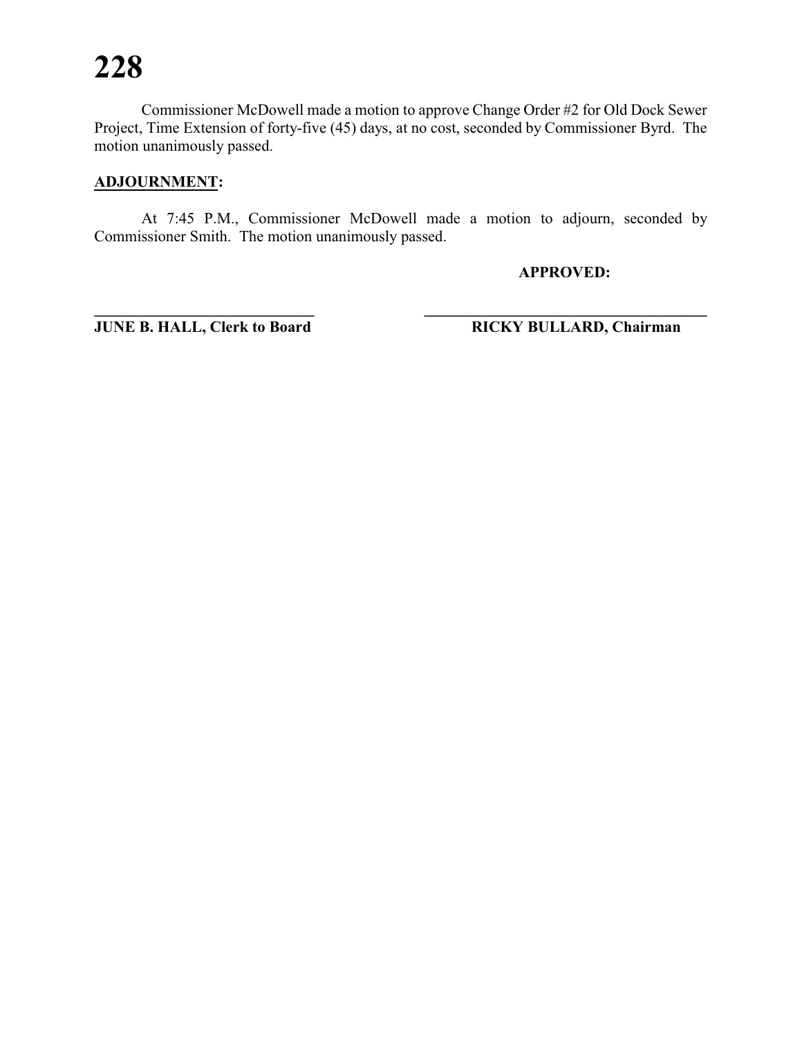Commissioner McDowell made a motion to approve Change Order #2 for Old Dock Sewer Project, Time Extension of forty-five (45) days, at no cost, seconded by Commissioner Byrd. The motion unanimously passed.

**ADJOURNMENT:**

At 7:45 P.M., Commissioner McDowell made a motion to adjourn, seconded by Commissioner Smith. The motion unanimously passed.

**APPROVED:**

| | |
|---|---|
| ______________________________ | ______________________________ |
| **JUNE B. HALL, Clerk to Board** | **RICKY BULLARD, Chairman** |